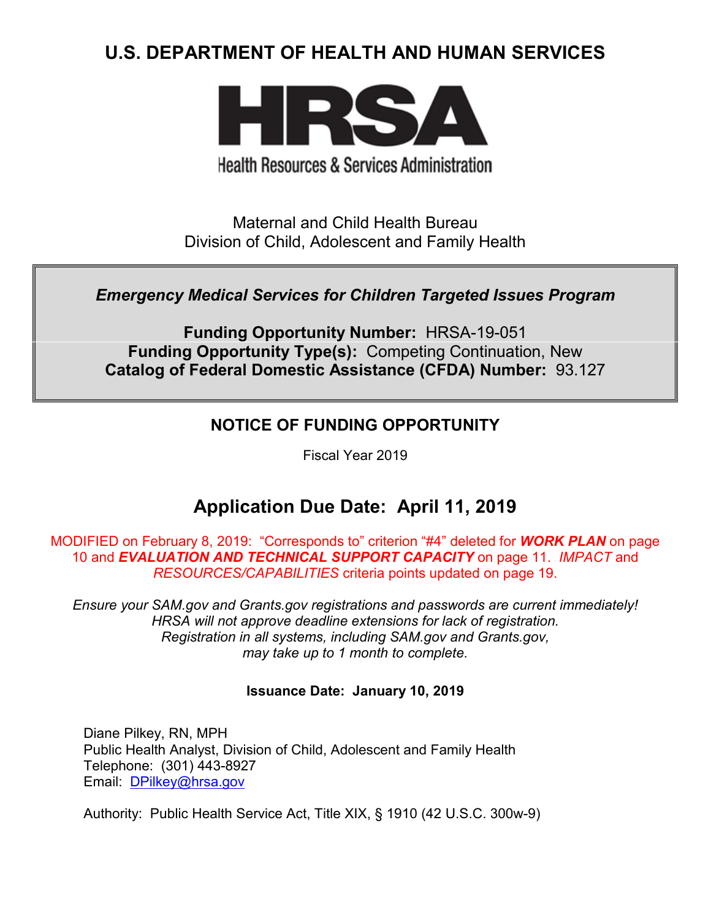# U.S. DEPARTMENT OF HEALTH AND HUMAN SERVICES

**HRSA**

Health Resources & Services Administration

Maternal and Child Health Bureau
Division of Child, Adolescent and Family Health

***Emergency Medical Services for Children Targeted Issues Program***

**Funding Opportunity Number:** HRSA-19-051
**Funding Opportunity Type(s):** Competing Continuation, New
**Catalog of Federal Domestic Assistance (CFDA) Number:** 93.127

## NOTICE OF FUNDING OPPORTUNITY

Fiscal Year 2019

## Application Due Date: April 11, 2019

MODIFIED on February 8, 2019: "Corresponds to" criterion "#4" deleted for ***WORK PLAN*** on page 10 and ***EVALUATION AND TECHNICAL SUPPORT CAPACITY*** on page 11. *IMPACT* and *RESOURCES/CAPABILITIES* criteria points updated on page 19.

*Ensure your SAM.gov and Grants.gov registrations and passwords are current immediately! HRSA will not approve deadline extensions for lack of registration. Registration in all systems, including SAM.gov and Grants.gov, may take up to 1 month to complete.*

**Issuance Date: January 10, 2019**

Diane Pilkey, RN, MPH
Public Health Analyst, Division of Child, Adolescent and Family Health
Telephone: (301) 443-8927
Email: DPilkey@hrsa.gov

Authority: Public Health Service Act, Title XIX, § 1910 (42 U.S.C. 300w-9)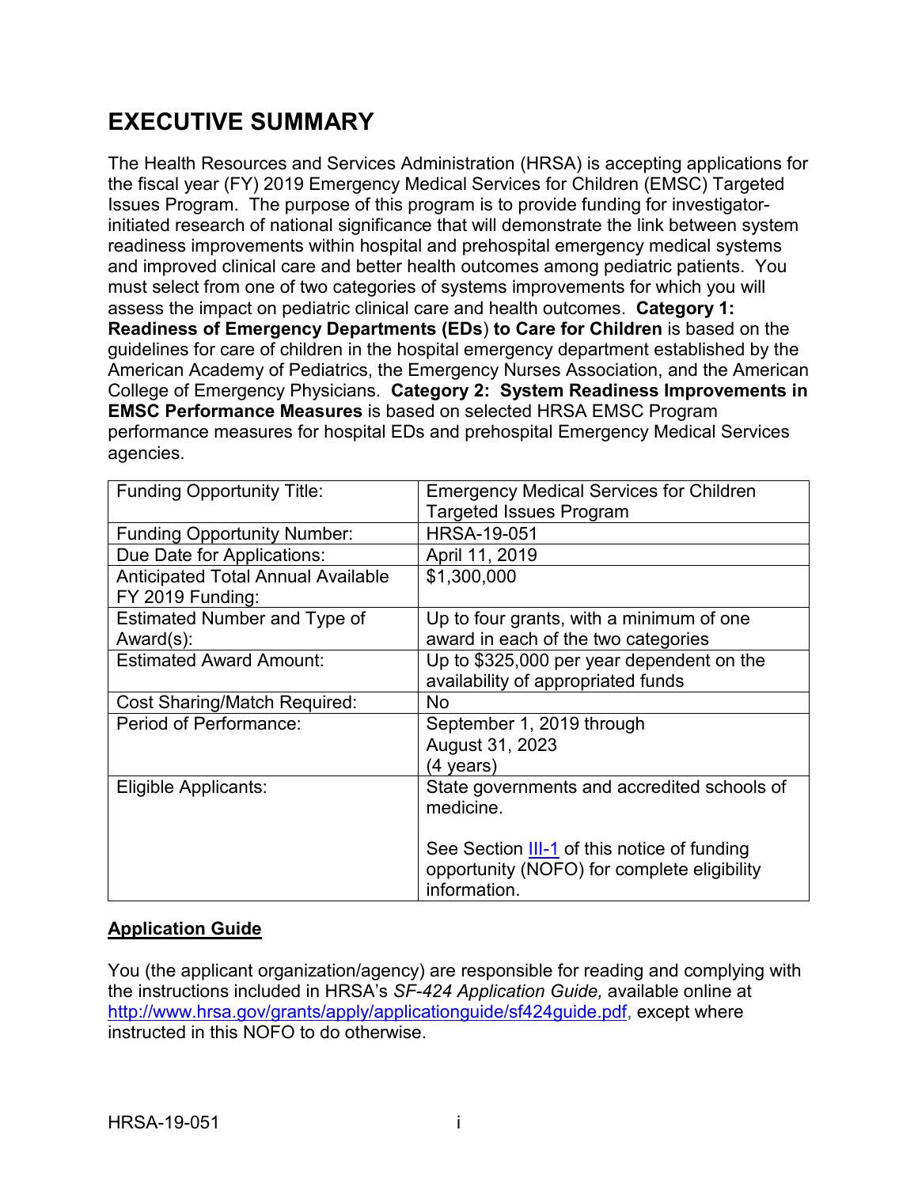# EXECUTIVE SUMMARY

The Health Resources and Services Administration (HRSA) is accepting applications for the fiscal year (FY) 2019 Emergency Medical Services for Children (EMSC) Targeted Issues Program. The purpose of this program is to provide funding for investigator-initiated research of national significance that will demonstrate the link between system readiness improvements within hospital and prehospital emergency medical systems and improved clinical care and better health outcomes among pediatric patients. You must select from one of two categories of systems improvements for which you will assess the impact on pediatric clinical care and health outcomes. **Category 1: Readiness of Emergency Departments (EDs) to Care for Children** is based on the guidelines for care of children in the hospital emergency department established by the American Academy of Pediatrics, the Emergency Nurses Association, and the American College of Emergency Physicians. **Category 2: System Readiness Improvements in EMSC Performance Measures** is based on selected HRSA EMSC Program performance measures for hospital EDs and prehospital Emergency Medical Services agencies.

| | |
|---|---|
| Funding Opportunity Title: | Emergency Medical Services for Children Targeted Issues Program |
| Funding Opportunity Number: | HRSA-19-051 |
| Due Date for Applications: | April 11, 2019 |
| Anticipated Total Annual Available FY 2019 Funding: | $1,300,000 |
| Estimated Number and Type of Award(s): | Up to four grants, with a minimum of one award in each of the two categories |
| Estimated Award Amount: | Up to $325,000 per year dependent on the availability of appropriated funds |
| Cost Sharing/Match Required: | No |
| Period of Performance: | September 1, 2019 through August 31, 2023 (4 years) |
| Eligible Applicants: | State governments and accredited schools of medicine. <br><br> See Section III-1 of this notice of funding opportunity (NOFO) for complete eligibility information. |

## Application Guide

You (the applicant organization/agency) are responsible for reading and complying with the instructions included in HRSA's *SF-424 Application Guide,* available online at http://www.hrsa.gov/grants/apply/applicationguide/sf424guide.pdf, except where instructed in this NOFO to do otherwise.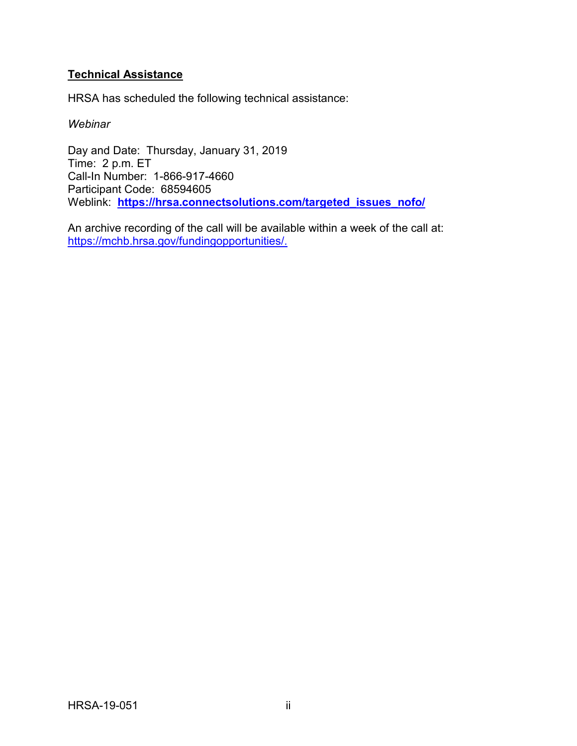## Technical Assistance

HRSA has scheduled the following technical assistance:

*Webinar*

Day and Date: Thursday, January 31, 2019
Time: 2 p.m. ET
Call-In Number: 1-866-917-4660
Participant Code: 68594605
Weblink: **https://hrsa.connectsolutions.com/targeted_issues_nofo/**

An archive recording of the call will be available within a week of the call at: https://mchb.hrsa.gov/fundingopportunities/.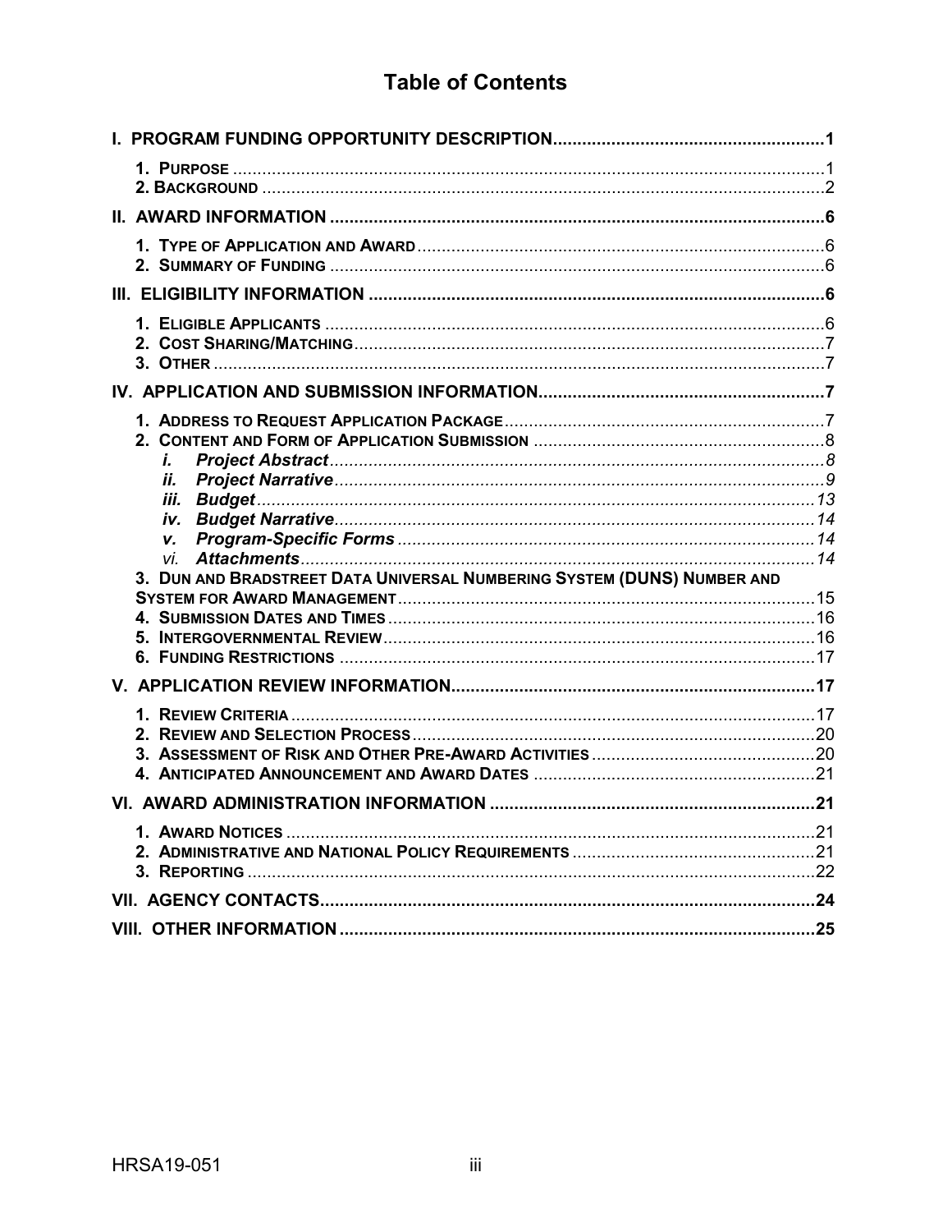# Table of Contents

**I. PROGRAM FUNDING OPPORTUNITY DESCRIPTION .......... 1**

- **1. PURPOSE** .......... 1
- **2. BACKGROUND** .......... 2

**II. AWARD INFORMATION .......... 6**

- **1. TYPE OF APPLICATION AND AWARD** .......... 6
- **2. SUMMARY OF FUNDING** .......... 6

**III. ELIGIBILITY INFORMATION .......... 6**

- **1. ELIGIBLE APPLICANTS** .......... 6
- **2. COST SHARING/MATCHING** .......... 7
- **3. OTHER** .......... 7

**IV. APPLICATION AND SUBMISSION INFORMATION .......... 7**

- **1. ADDRESS TO REQUEST APPLICATION PACKAGE** .......... 7
- **2. CONTENT AND FORM OF APPLICATION SUBMISSION** .......... 8
  - ***i. Project Abstract*** .......... *8*
  - ***ii. Project Narrative*** .......... *9*
  - ***iii. Budget*** .......... *13*
  - ***iv. Budget Narrative*** .......... *14*
  - ***v. Program-Specific Forms*** .......... *14*
  - *vi.* ***Attachments*** .......... *14*
- **3. DUN AND BRADSTREET DATA UNIVERSAL NUMBERING SYSTEM (DUNS) NUMBER AND SYSTEM FOR AWARD MANAGEMENT** .......... 15
- **4. SUBMISSION DATES AND TIMES** .......... 16
- **5. INTERGOVERNMENTAL REVIEW** .......... 16
- **6. FUNDING RESTRICTIONS** .......... 17

**V. APPLICATION REVIEW INFORMATION .......... 17**

- **1. REVIEW CRITERIA** .......... 17
- **2. REVIEW AND SELECTION PROCESS** .......... 20
- **3. ASSESSMENT OF RISK AND OTHER PRE-AWARD ACTIVITIES** .......... 20
- **4. ANTICIPATED ANNOUNCEMENT AND AWARD DATES** .......... 21

**VI. AWARD ADMINISTRATION INFORMATION .......... 21**

- **1. AWARD NOTICES** .......... 21
- **2. ADMINISTRATIVE AND NATIONAL POLICY REQUIREMENTS** .......... 21
- **3. REPORTING** .......... 22

**VII. AGENCY CONTACTS .......... 24**

**VIII. OTHER INFORMATION .......... 25**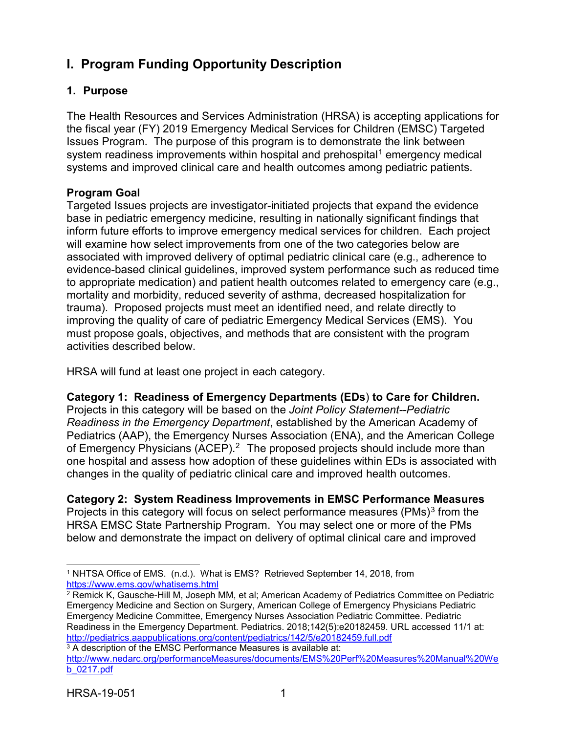# I. Program Funding Opportunity Description

## 1. Purpose

The Health Resources and Services Administration (HRSA) is accepting applications for the fiscal year (FY) 2019 Emergency Medical Services for Children (EMSC) Targeted Issues Program. The purpose of this program is to demonstrate the link between system readiness improvements within hospital and prehospital[1] emergency medical systems and improved clinical care and health outcomes among pediatric patients.

**Program Goal**

Targeted Issues projects are investigator-initiated projects that expand the evidence base in pediatric emergency medicine, resulting in nationally significant findings that inform future efforts to improve emergency medical services for children. Each project will examine how select improvements from one of the two categories below are associated with improved delivery of optimal pediatric clinical care (e.g., adherence to evidence-based clinical guidelines, improved system performance such as reduced time to appropriate medication) and patient health outcomes related to emergency care (e.g., mortality and morbidity, reduced severity of asthma, decreased hospitalization for trauma). Proposed projects must meet an identified need, and relate directly to improving the quality of care of pediatric Emergency Medical Services (EMS). You must propose goals, objectives, and methods that are consistent with the program activities described below.

HRSA will fund at least one project in each category.

**Category 1: Readiness of Emergency Departments (EDs) to Care for Children.** Projects in this category will be based on the *Joint Policy Statement--Pediatric Readiness in the Emergency Department*, established by the American Academy of Pediatrics (AAP), the Emergency Nurses Association (ENA), and the American College of Emergency Physicians (ACEP).[2] The proposed projects should include more than one hospital and assess how adoption of these guidelines within EDs is associated with changes in the quality of pediatric clinical care and improved health outcomes.

**Category 2: System Readiness Improvements in EMSC Performance Measures** Projects in this category will focus on select performance measures (PMs)[3] from the HRSA EMSC State Partnership Program. You may select one or more of the PMs below and demonstrate the impact on delivery of optimal clinical care and improved

---

[1] NHTSA Office of EMS. (n.d.). What is EMS? Retrieved September 14, 2018, from https://www.ems.gov/whatisems.html

[2] Remick K, Gausche-Hill M, Joseph MM, et al; American Academy of Pediatrics Committee on Pediatric Emergency Medicine and Section on Surgery, American College of Emergency Physicians Pediatric Emergency Medicine Committee, Emergency Nurses Association Pediatric Committee. Pediatric Readiness in the Emergency Department. Pediatrics. 2018;142(5):e20182459. URL accessed 11/1 at: http://pediatrics.aappublications.org/content/pediatrics/142/5/e20182459.full.pdf

[3] A description of the EMSC Performance Measures is available at: http://www.nedarc.org/performanceMeasures/documents/EMS%20Perf%20Measures%20Manual%20Web_0217.pdf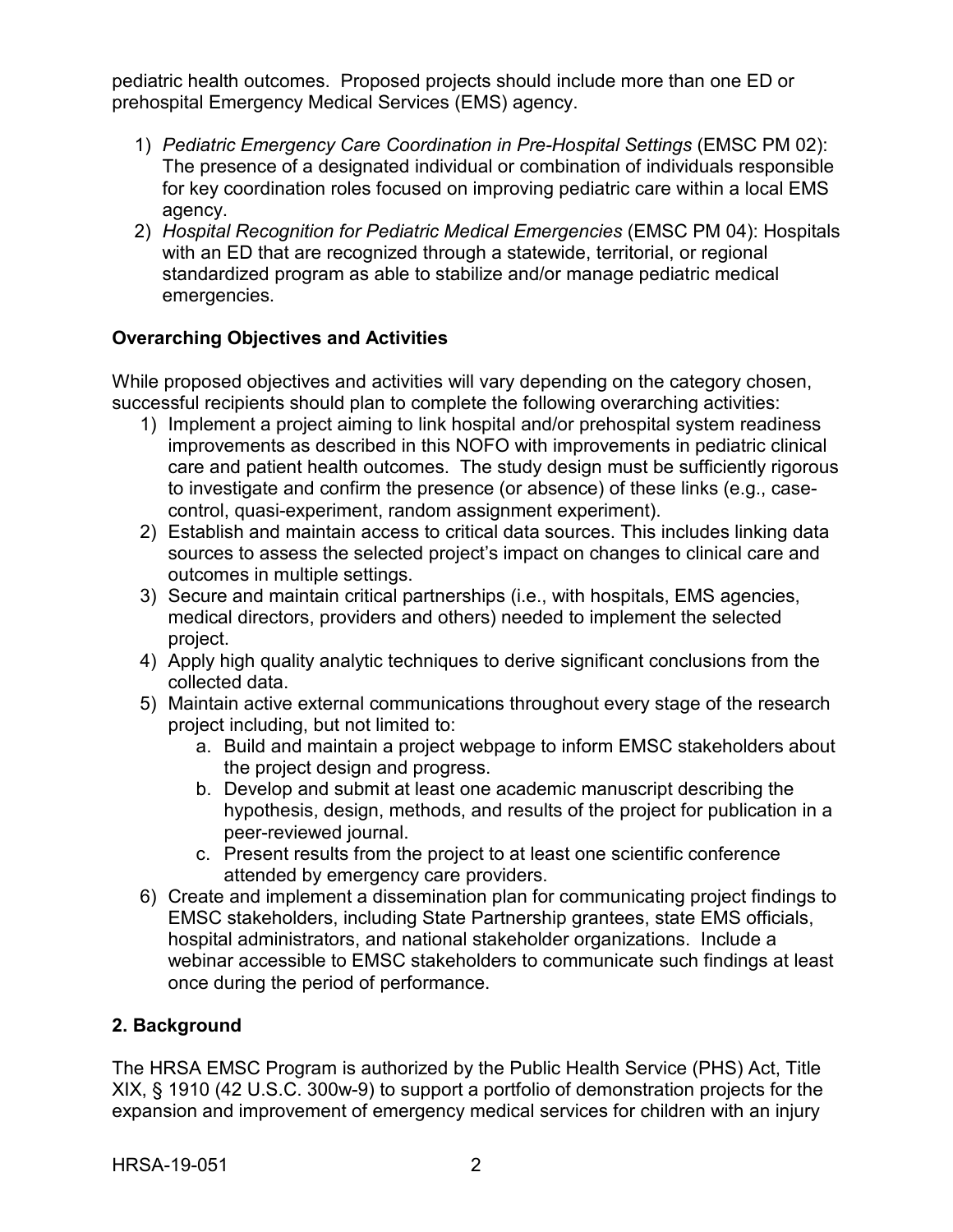pediatric health outcomes. Proposed projects should include more than one ED or prehospital Emergency Medical Services (EMS) agency.

1) *Pediatric Emergency Care Coordination in Pre-Hospital Settings* (EMSC PM 02): The presence of a designated individual or combination of individuals responsible for key coordination roles focused on improving pediatric care within a local EMS agency.
2) *Hospital Recognition for Pediatric Medical Emergencies* (EMSC PM 04): Hospitals with an ED that are recognized through a statewide, territorial, or regional standardized program as able to stabilize and/or manage pediatric medical emergencies.

**Overarching Objectives and Activities**

While proposed objectives and activities will vary depending on the category chosen, successful recipients should plan to complete the following overarching activities:

1) Implement a project aiming to link hospital and/or prehospital system readiness improvements as described in this NOFO with improvements in pediatric clinical care and patient health outcomes. The study design must be sufficiently rigorous to investigate and confirm the presence (or absence) of these links (e.g., case-control, quasi-experiment, random assignment experiment).
2) Establish and maintain access to critical data sources. This includes linking data sources to assess the selected project's impact on changes to clinical care and outcomes in multiple settings.
3) Secure and maintain critical partnerships (i.e., with hospitals, EMS agencies, medical directors, providers and others) needed to implement the selected project.
4) Apply high quality analytic techniques to derive significant conclusions from the collected data.
5) Maintain active external communications throughout every stage of the research project including, but not limited to:
   a. Build and maintain a project webpage to inform EMSC stakeholders about the project design and progress.
   b. Develop and submit at least one academic manuscript describing the hypothesis, design, methods, and results of the project for publication in a peer-reviewed journal.
   c. Present results from the project to at least one scientific conference attended by emergency care providers.
6) Create and implement a dissemination plan for communicating project findings to EMSC stakeholders, including State Partnership grantees, state EMS officials, hospital administrators, and national stakeholder organizations. Include a webinar accessible to EMSC stakeholders to communicate such findings at least once during the period of performance.

## 2. Background

The HRSA EMSC Program is authorized by the Public Health Service (PHS) Act, Title XIX, § 1910 (42 U.S.C. 300w-9) to support a portfolio of demonstration projects for the expansion and improvement of emergency medical services for children with an injury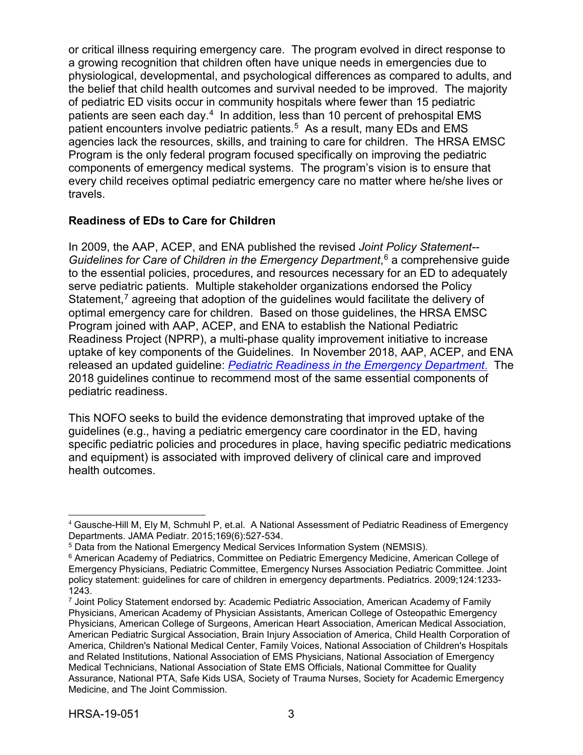or critical illness requiring emergency care. The program evolved in direct response to a growing recognition that children often have unique needs in emergencies due to physiological, developmental, and psychological differences as compared to adults, and the belief that child health outcomes and survival needed to be improved. The majority of pediatric ED visits occur in community hospitals where fewer than 15 pediatric patients are seen each day.[4] In addition, less than 10 percent of prehospital EMS patient encounters involve pediatric patients.[5] As a result, many EDs and EMS agencies lack the resources, skills, and training to care for children. The HRSA EMSC Program is the only federal program focused specifically on improving the pediatric components of emergency medical systems. The program's vision is to ensure that every child receives optimal pediatric emergency care no matter where he/she lives or travels.

**Readiness of EDs to Care for Children**

In 2009, the AAP, ACEP, and ENA published the revised *Joint Policy Statement--Guidelines for Care of Children in the Emergency Department*,[6] a comprehensive guide to the essential policies, procedures, and resources necessary for an ED to adequately serve pediatric patients. Multiple stakeholder organizations endorsed the Policy Statement,[7] agreeing that adoption of the guidelines would facilitate the delivery of optimal emergency care for children. Based on those guidelines, the HRSA EMSC Program joined with AAP, ACEP, and ENA to establish the National Pediatric Readiness Project (NPRP), a multi-phase quality improvement initiative to increase uptake of key components of the Guidelines. In November 2018, AAP, ACEP, and ENA released an updated guideline: *Pediatric Readiness in the Emergency Department*. The 2018 guidelines continue to recommend most of the same essential components of pediatric readiness.

This NOFO seeks to build the evidence demonstrating that improved uptake of the guidelines (e.g., having a pediatric emergency care coordinator in the ED, having specific pediatric policies and procedures in place, having specific pediatric medications and equipment) is associated with improved delivery of clinical care and improved health outcomes.

---

[4] Gausche-Hill M, Ely M, Schmuhl P, et.al. A National Assessment of Pediatric Readiness of Emergency Departments. JAMA Pediatr. 2015;169(6):527-534.

[5] Data from the National Emergency Medical Services Information System (NEMSIS).

[6] American Academy of Pediatrics, Committee on Pediatric Emergency Medicine, American College of Emergency Physicians, Pediatric Committee, Emergency Nurses Association Pediatric Committee. Joint policy statement: guidelines for care of children in emergency departments. Pediatrics. 2009;124:1233-1243.

[7] Joint Policy Statement endorsed by: Academic Pediatric Association, American Academy of Family Physicians, American Academy of Physician Assistants, American College of Osteopathic Emergency Physicians, American College of Surgeons, American Heart Association, American Medical Association, American Pediatric Surgical Association, Brain Injury Association of America, Child Health Corporation of America, Children's National Medical Center, Family Voices, National Association of Children's Hospitals and Related Institutions, National Association of EMS Physicians, National Association of Emergency Medical Technicians, National Association of State EMS Officials, National Committee for Quality Assurance, National PTA, Safe Kids USA, Society of Trauma Nurses, Society for Academic Emergency Medicine, and The Joint Commission.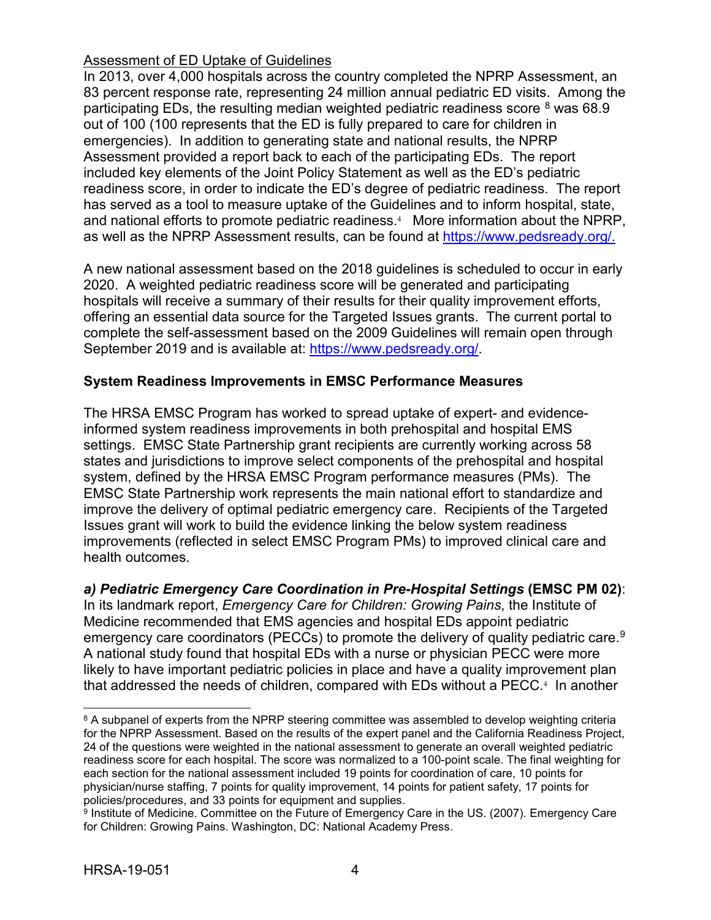Assessment of ED Uptake of Guidelines

In 2013, over 4,000 hospitals across the country completed the NPRP Assessment, an 83 percent response rate, representing 24 million annual pediatric ED visits. Among the participating EDs, the resulting median weighted pediatric readiness score [8] was 68.9 out of 100 (100 represents that the ED is fully prepared to care for children in emergencies). In addition to generating state and national results, the NPRP Assessment provided a report back to each of the participating EDs. The report included key elements of the Joint Policy Statement as well as the ED's pediatric readiness score, in order to indicate the ED's degree of pediatric readiness. The report has served as a tool to measure uptake of the Guidelines and to inform hospital, state, and national efforts to promote pediatric readiness.[4] More information about the NPRP, as well as the NPRP Assessment results, can be found at https://www.pedsready.org/.

A new national assessment based on the 2018 guidelines is scheduled to occur in early 2020. A weighted pediatric readiness score will be generated and participating hospitals will receive a summary of their results for their quality improvement efforts, offering an essential data source for the Targeted Issues grants. The current portal to complete the self-assessment based on the 2009 Guidelines will remain open through September 2019 and is available at: https://www.pedsready.org/.

## System Readiness Improvements in EMSC Performance Measures

The HRSA EMSC Program has worked to spread uptake of expert- and evidence-informed system readiness improvements in both prehospital and hospital EMS settings. EMSC State Partnership grant recipients are currently working across 58 states and jurisdictions to improve select components of the prehospital and hospital system, defined by the HRSA EMSC Program performance measures (PMs). The EMSC State Partnership work represents the main national effort to standardize and improve the delivery of optimal pediatric emergency care. Recipients of the Targeted Issues grant will work to build the evidence linking the below system readiness improvements (reflected in select EMSC Program PMs) to improved clinical care and health outcomes.

***a) Pediatric Emergency Care Coordination in Pre-Hospital Settings* (EMSC PM 02)**: In its landmark report, *Emergency Care for Children: Growing Pains*, the Institute of Medicine recommended that EMS agencies and hospital EDs appoint pediatric emergency care coordinators (PECCs) to promote the delivery of quality pediatric care.[9] A national study found that hospital EDs with a nurse or physician PECC were more likely to have important pediatric policies in place and have a quality improvement plan that addressed the needs of children, compared with EDs without a PECC.[4] In another

---

[8] A subpanel of experts from the NPRP steering committee was assembled to develop weighting criteria for the NPRP Assessment. Based on the results of the expert panel and the California Readiness Project, 24 of the questions were weighted in the national assessment to generate an overall weighted pediatric readiness score for each hospital. The score was normalized to a 100-point scale. The final weighting for each section for the national assessment included 19 points for coordination of care, 10 points for physician/nurse staffing, 7 points for quality improvement, 14 points for patient safety, 17 points for policies/procedures, and 33 points for equipment and supplies.

[9] Institute of Medicine. Committee on the Future of Emergency Care in the US. (2007). Emergency Care for Children: Growing Pains. Washington, DC: National Academy Press.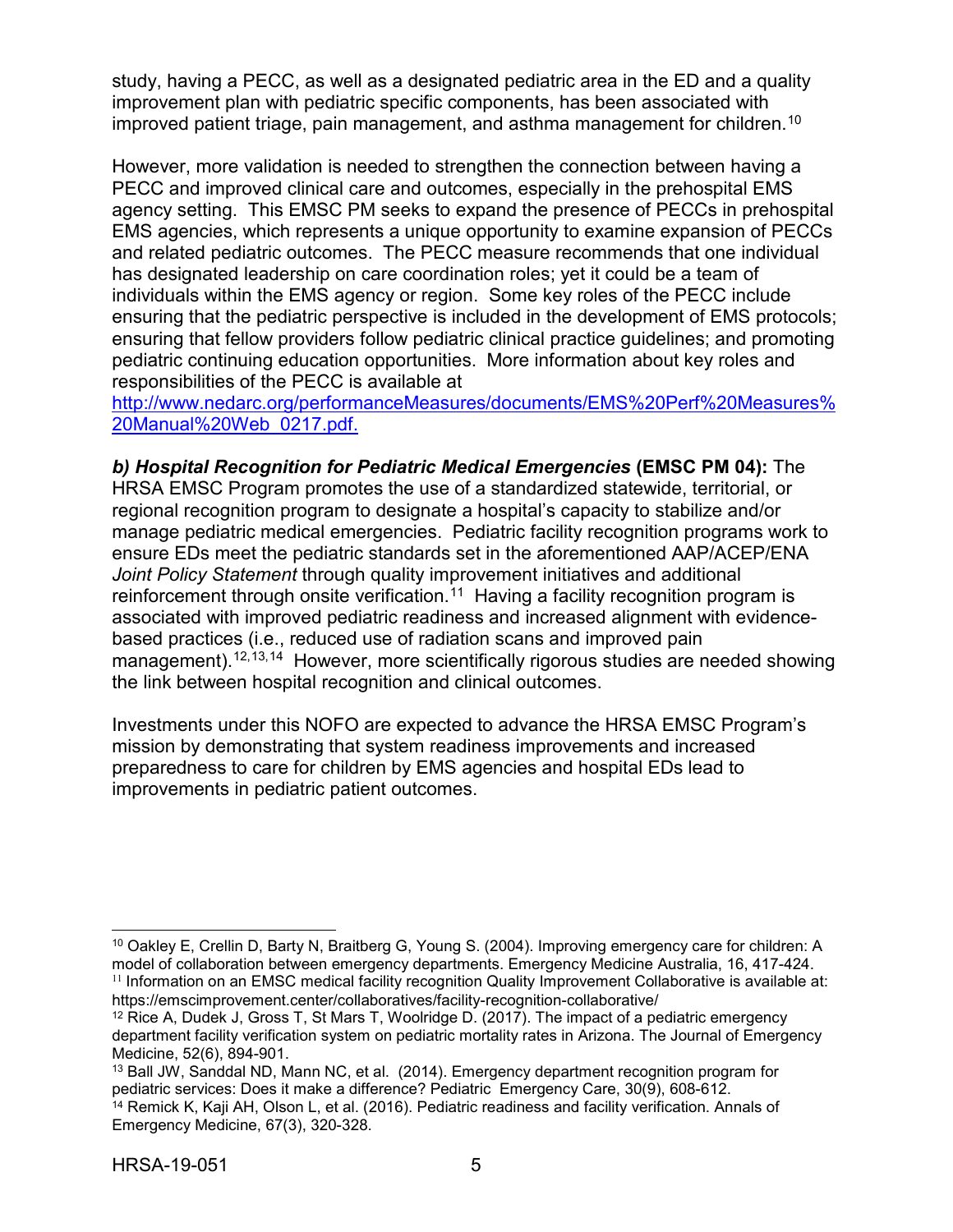study, having a PECC, as well as a designated pediatric area in the ED and a quality improvement plan with pediatric specific components, has been associated with improved patient triage, pain management, and asthma management for children.[10]

However, more validation is needed to strengthen the connection between having a PECC and improved clinical care and outcomes, especially in the prehospital EMS agency setting. This EMSC PM seeks to expand the presence of PECCs in prehospital EMS agencies, which represents a unique opportunity to examine expansion of PECCs and related pediatric outcomes. The PECC measure recommends that one individual has designated leadership on care coordination roles; yet it could be a team of individuals within the EMS agency or region. Some key roles of the PECC include ensuring that the pediatric perspective is included in the development of EMS protocols; ensuring that fellow providers follow pediatric clinical practice guidelines; and promoting pediatric continuing education opportunities. More information about key roles and responsibilities of the PECC is available at http://www.nedarc.org/performanceMeasures/documents/EMS%20Perf%20Measures%20Manual%20Web_0217.pdf.

***b) Hospital Recognition for Pediatric Medical Emergencies*** **(EMSC PM 04):** The HRSA EMSC Program promotes the use of a standardized statewide, territorial, or regional recognition program to designate a hospital's capacity to stabilize and/or manage pediatric medical emergencies. Pediatric facility recognition programs work to ensure EDs meet the pediatric standards set in the aforementioned AAP/ACEP/ENA *Joint Policy Statement* through quality improvement initiatives and additional reinforcement through onsite verification.[11] Having a facility recognition program is associated with improved pediatric readiness and increased alignment with evidence-based practices (i.e., reduced use of radiation scans and improved pain management).[12,13,14] However, more scientifically rigorous studies are needed showing the link between hospital recognition and clinical outcomes.

Investments under this NOFO are expected to advance the HRSA EMSC Program's mission by demonstrating that system readiness improvements and increased preparedness to care for children by EMS agencies and hospital EDs lead to improvements in pediatric patient outcomes.

---

[10] Oakley E, Crellin D, Barty N, Braitberg G, Young S. (2004). Improving emergency care for children: A model of collaboration between emergency departments. Emergency Medicine Australia, 16, 417-424.

[11] Information on an EMSC medical facility recognition Quality Improvement Collaborative is available at: https://emscimprovement.center/collaboratives/facility-recognition-collaborative/

[12] Rice A, Dudek J, Gross T, St Mars T, Woolridge D. (2017). The impact of a pediatric emergency department facility verification system on pediatric mortality rates in Arizona. The Journal of Emergency Medicine, 52(6), 894-901.

[13] Ball JW, Sanddal ND, Mann NC, et al. (2014). Emergency department recognition program for pediatric services: Does it make a difference? Pediatric Emergency Care, 30(9), 608-612.

[14] Remick K, Kaji AH, Olson L, et al. (2016). Pediatric readiness and facility verification. Annals of Emergency Medicine, 67(3), 320-328.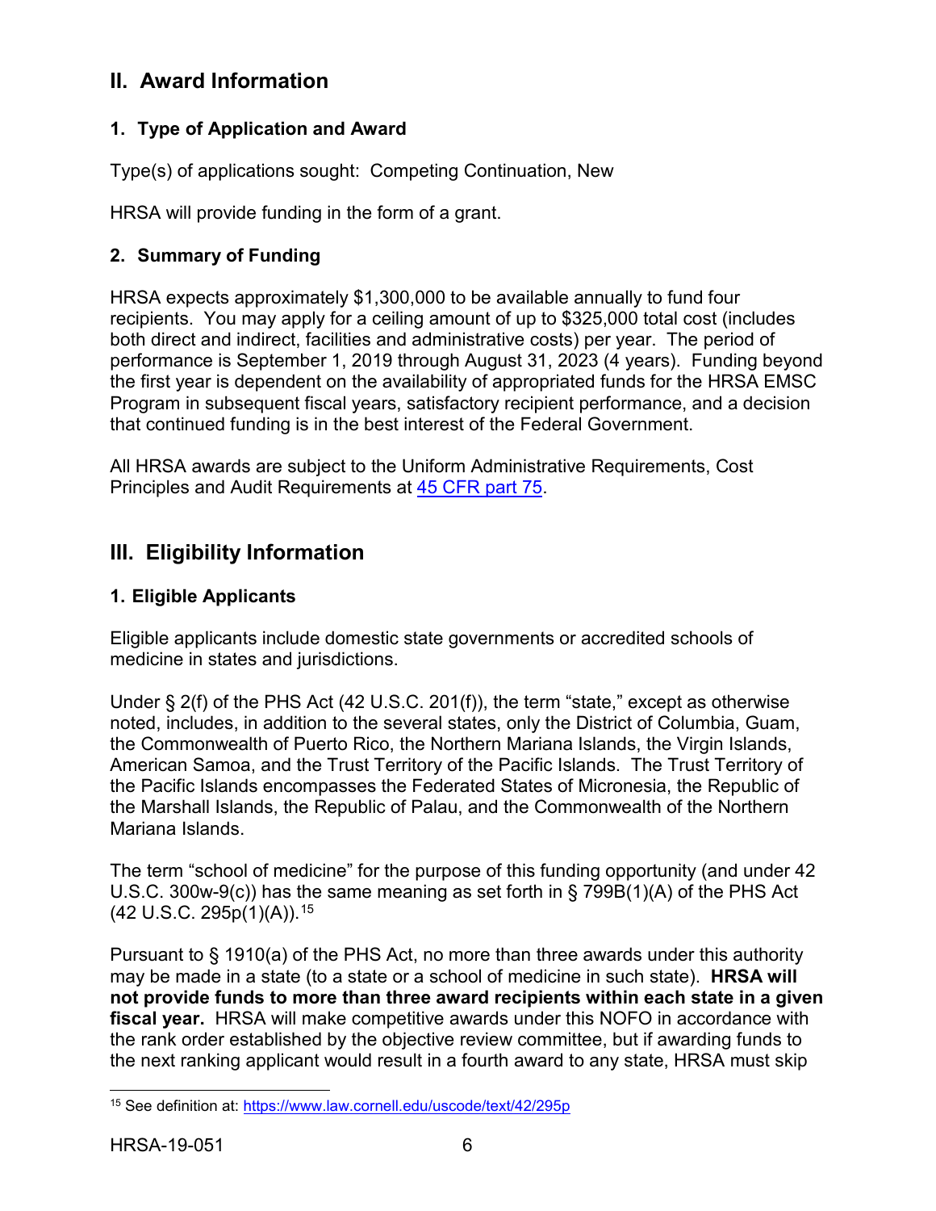## II. Award Information

### 1. Type of Application and Award

Type(s) of applications sought: Competing Continuation, New

HRSA will provide funding in the form of a grant.

### 2. Summary of Funding

HRSA expects approximately $1,300,000 to be available annually to fund four recipients. You may apply for a ceiling amount of up to $325,000 total cost (includes both direct and indirect, facilities and administrative costs) per year. The period of performance is September 1, 2019 through August 31, 2023 (4 years). Funding beyond the first year is dependent on the availability of appropriated funds for the HRSA EMSC Program in subsequent fiscal years, satisfactory recipient performance, and a decision that continued funding is in the best interest of the Federal Government.

All HRSA awards are subject to the Uniform Administrative Requirements, Cost Principles and Audit Requirements at [45 CFR part 75](45 CFR part 75).

## III. Eligibility Information

### 1. Eligible Applicants

Eligible applicants include domestic state governments or accredited schools of medicine in states and jurisdictions.

Under § 2(f) of the PHS Act (42 U.S.C. 201(f)), the term "state," except as otherwise noted, includes, in addition to the several states, only the District of Columbia, Guam, the Commonwealth of Puerto Rico, the Northern Mariana Islands, the Virgin Islands, American Samoa, and the Trust Territory of the Pacific Islands. The Trust Territory of the Pacific Islands encompasses the Federated States of Micronesia, the Republic of the Marshall Islands, the Republic of Palau, and the Commonwealth of the Northern Mariana Islands.

The term "school of medicine" for the purpose of this funding opportunity (and under 42 U.S.C. 300w-9(c)) has the same meaning as set forth in § 799B(1)(A) of the PHS Act (42 U.S.C. 295p(1)(A)).[15]

Pursuant to § 1910(a) of the PHS Act, no more than three awards under this authority may be made in a state (to a state or a school of medicine in such state). **HRSA will not provide funds to more than three award recipients within each state in a given fiscal year.** HRSA will make competitive awards under this NOFO in accordance with the rank order established by the objective review committee, but if awarding funds to the next ranking applicant would result in a fourth award to any state, HRSA must skip

[15] See definition at: https://www.law.cornell.edu/uscode/text/42/295p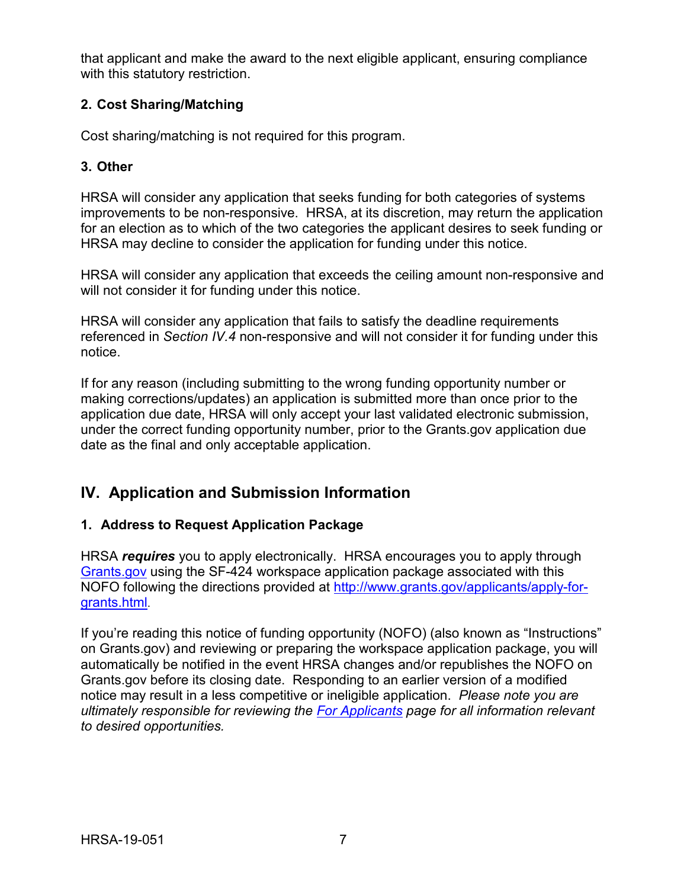that applicant and make the award to the next eligible applicant, ensuring compliance with this statutory restriction.

### 2. Cost Sharing/Matching

Cost sharing/matching is not required for this program.

### 3. Other

HRSA will consider any application that seeks funding for both categories of systems improvements to be non-responsive. HRSA, at its discretion, may return the application for an election as to which of the two categories the applicant desires to seek funding or HRSA may decline to consider the application for funding under this notice.

HRSA will consider any application that exceeds the ceiling amount non-responsive and will not consider it for funding under this notice.

HRSA will consider any application that fails to satisfy the deadline requirements referenced in *Section IV.4* non-responsive and will not consider it for funding under this notice.

If for any reason (including submitting to the wrong funding opportunity number or making corrections/updates) an application is submitted more than once prior to the application due date, HRSA will only accept your last validated electronic submission, under the correct funding opportunity number, prior to the Grants.gov application due date as the final and only acceptable application.

## IV. Application and Submission Information

### 1. Address to Request Application Package

HRSA ***requires*** you to apply electronically. HRSA encourages you to apply through [Grants.gov](Grants.gov) using the SF-424 workspace application package associated with this NOFO following the directions provided at [http://www.grants.gov/applicants/apply-for-grants.html](http://www.grants.gov/applicants/apply-for-grants.html).

If you're reading this notice of funding opportunity (NOFO) (also known as "Instructions" on Grants.gov) and reviewing or preparing the workspace application package, you will automatically be notified in the event HRSA changes and/or republishes the NOFO on Grants.gov before its closing date. Responding to an earlier version of a modified notice may result in a less competitive or ineligible application. *Please note you are ultimately responsible for reviewing the For Applicants page for all information relevant to desired opportunities.*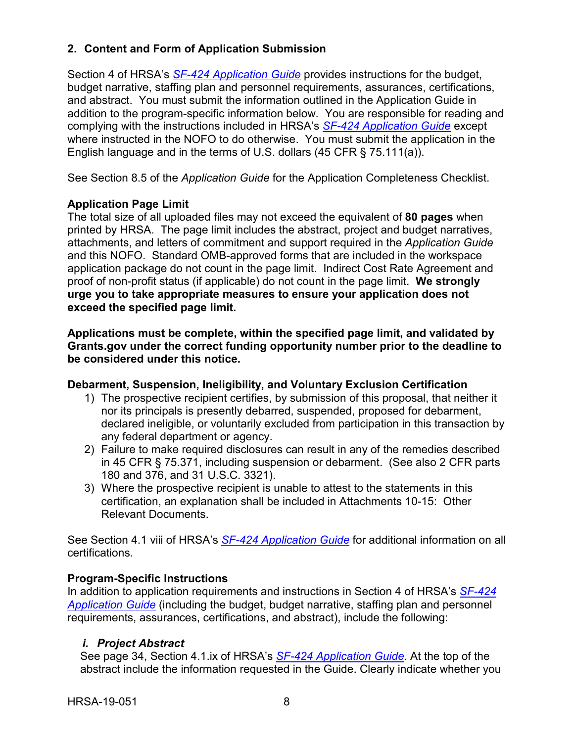## 2. Content and Form of Application Submission

Section 4 of HRSA's *SF-424 Application Guide* provides instructions for the budget, budget narrative, staffing plan and personnel requirements, assurances, certifications, and abstract. You must submit the information outlined in the Application Guide in addition to the program-specific information below. You are responsible for reading and complying with the instructions included in HRSA's *SF-424 Application Guide* except where instructed in the NOFO to do otherwise. You must submit the application in the English language and in the terms of U.S. dollars (45 CFR § 75.111(a)).

See Section 8.5 of the *Application Guide* for the Application Completeness Checklist.

### Application Page Limit

The total size of all uploaded files may not exceed the equivalent of **80 pages** when printed by HRSA. The page limit includes the abstract, project and budget narratives, attachments, and letters of commitment and support required in the *Application Guide* and this NOFO. Standard OMB-approved forms that are included in the workspace application package do not count in the page limit. Indirect Cost Rate Agreement and proof of non-profit status (if applicable) do not count in the page limit. **We strongly urge you to take appropriate measures to ensure your application does not exceed the specified page limit.**

**Applications must be complete, within the specified page limit, and validated by Grants.gov under the correct funding opportunity number prior to the deadline to be considered under this notice.**

### Debarment, Suspension, Ineligibility, and Voluntary Exclusion Certification

1) The prospective recipient certifies, by submission of this proposal, that neither it nor its principals is presently debarred, suspended, proposed for debarment, declared ineligible, or voluntarily excluded from participation in this transaction by any federal department or agency.
2) Failure to make required disclosures can result in any of the remedies described in 45 CFR § 75.371, including suspension or debarment. (See also 2 CFR parts 180 and 376, and 31 U.S.C. 3321).
3) Where the prospective recipient is unable to attest to the statements in this certification, an explanation shall be included in Attachments 10-15: Other Relevant Documents.

See Section 4.1 viii of HRSA's *SF-424 Application Guide* for additional information on all certifications.

### Program-Specific Instructions

In addition to application requirements and instructions in Section 4 of HRSA's *SF-424 Application Guide* (including the budget, budget narrative, staffing plan and personnel requirements, assurances, certifications, and abstract), include the following:

#### *i. Project Abstract*

See page 34, Section 4.1.ix of HRSA's *SF-424 Application Guide*. At the top of the abstract include the information requested in the Guide. Clearly indicate whether you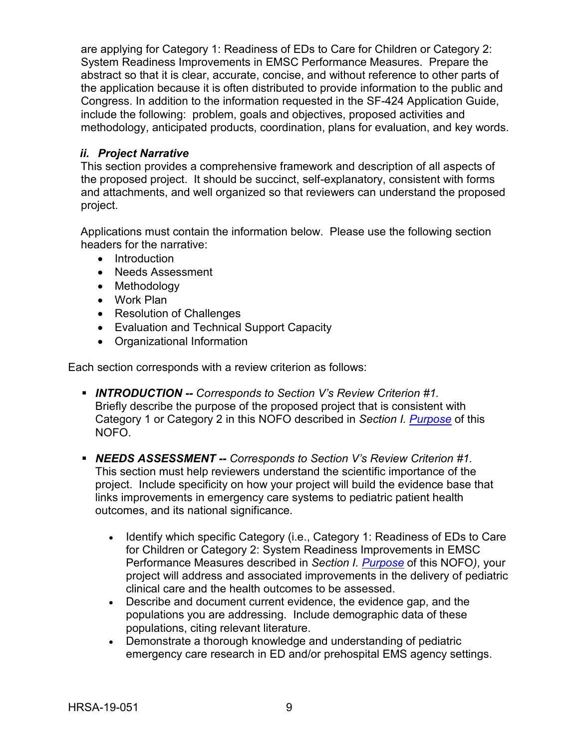are applying for Category 1: Readiness of EDs to Care for Children or Category 2: System Readiness Improvements in EMSC Performance Measures. Prepare the abstract so that it is clear, accurate, concise, and without reference to other parts of the application because it is often distributed to provide information to the public and Congress. In addition to the information requested in the SF-424 Application Guide, include the following: problem, goals and objectives, proposed activities and methodology, anticipated products, coordination, plans for evaluation, and key words.

#### *ii. Project Narrative*

This section provides a comprehensive framework and description of all aspects of the proposed project. It should be succinct, self-explanatory, consistent with forms and attachments, and well organized so that reviewers can understand the proposed project.

Applications must contain the information below. Please use the following section headers for the narrative:

- Introduction
- Needs Assessment
- Methodology
- Work Plan
- Resolution of Challenges
- Evaluation and Technical Support Capacity
- Organizational Information

Each section corresponds with a review criterion as follows:

- ***INTRODUCTION --*** *Corresponds to Section V's Review Criterion #1.* Briefly describe the purpose of the proposed project that is consistent with Category 1 or Category 2 in this NOFO described in *Section I. Purpose* of this NOFO.

- ***NEEDS ASSESSMENT --*** *Corresponds to Section V's Review Criterion #1.* This section must help reviewers understand the scientific importance of the project. Include specificity on how your project will build the evidence base that links improvements in emergency care systems to pediatric patient health outcomes, and its national significance.

    - Identify which specific Category (i.e., Category 1: Readiness of EDs to Care for Children or Category 2: System Readiness Improvements in EMSC Performance Measures described in *Section I. Purpose* of this NOFO*)*, your project will address and associated improvements in the delivery of pediatric clinical care and the health outcomes to be assessed.
    - Describe and document current evidence, the evidence gap, and the populations you are addressing. Include demographic data of these populations, citing relevant literature.
    - Demonstrate a thorough knowledge and understanding of pediatric emergency care research in ED and/or prehospital EMS agency settings.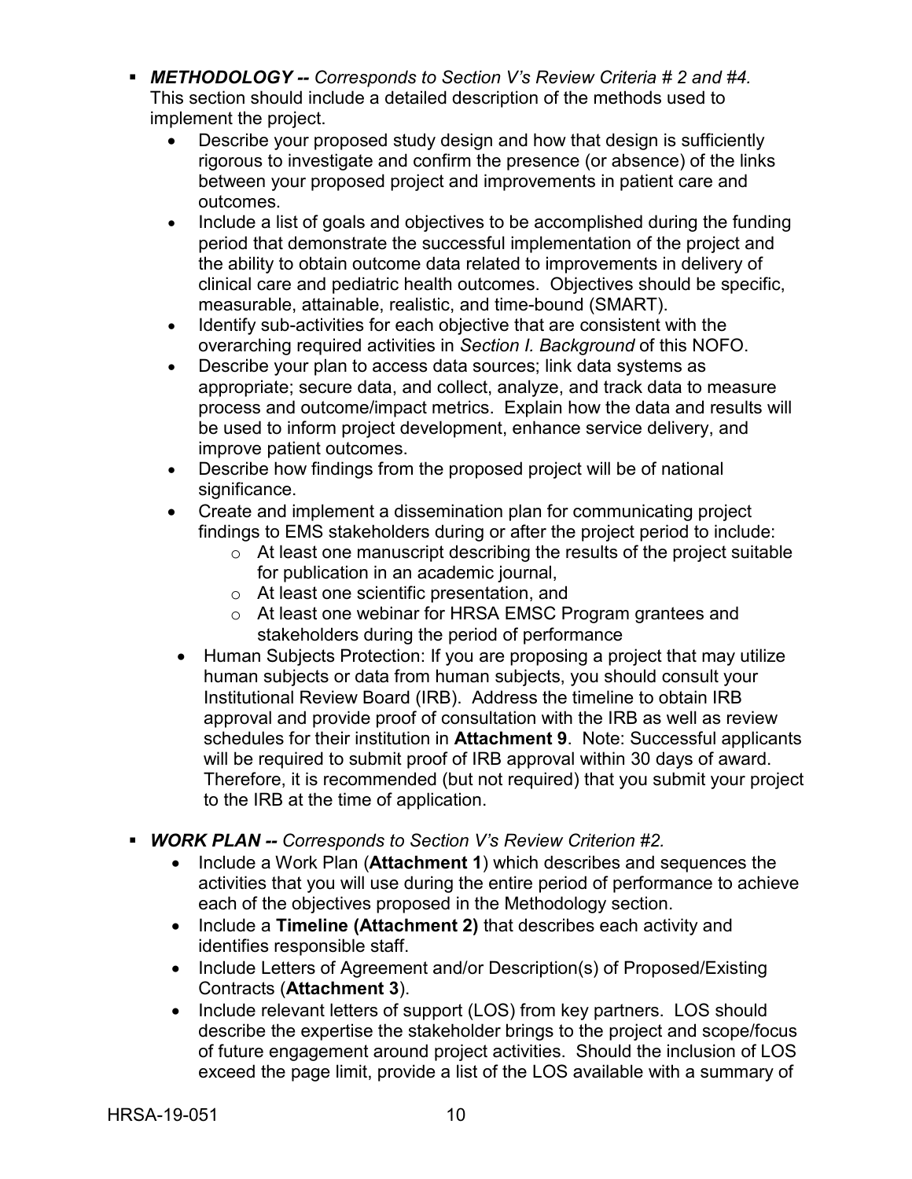- ***METHODOLOGY --** Corresponds to Section V's Review Criteria # 2 and #4.*
  This section should include a detailed description of the methods used to implement the project.
  - Describe your proposed study design and how that design is sufficiently rigorous to investigate and confirm the presence (or absence) of the links between your proposed project and improvements in patient care and outcomes.
  - Include a list of goals and objectives to be accomplished during the funding period that demonstrate the successful implementation of the project and the ability to obtain outcome data related to improvements in delivery of clinical care and pediatric health outcomes. Objectives should be specific, measurable, attainable, realistic, and time-bound (SMART).
  - Identify sub-activities for each objective that are consistent with the overarching required activities in *Section I. Background* of this NOFO.
  - Describe your plan to access data sources; link data systems as appropriate; secure data, and collect, analyze, and track data to measure process and outcome/impact metrics. Explain how the data and results will be used to inform project development, enhance service delivery, and improve patient outcomes.
  - Describe how findings from the proposed project will be of national significance.
  - Create and implement a dissemination plan for communicating project findings to EMS stakeholders during or after the project period to include:
    - At least one manuscript describing the results of the project suitable for publication in an academic journal,
    - At least one scientific presentation, and
    - At least one webinar for HRSA EMSC Program grantees and stakeholders during the period of performance
  - Human Subjects Protection: If you are proposing a project that may utilize human subjects or data from human subjects, you should consult your Institutional Review Board (IRB). Address the timeline to obtain IRB approval and provide proof of consultation with the IRB as well as review schedules for their institution in **Attachment 9**. Note: Successful applicants will be required to submit proof of IRB approval within 30 days of award. Therefore, it is recommended (but not required) that you submit your project to the IRB at the time of application.

- ***WORK PLAN --** Corresponds to Section V's Review Criterion #2.*
  - Include a Work Plan (**Attachment 1**) which describes and sequences the activities that you will use during the entire period of performance to achieve each of the objectives proposed in the Methodology section.
  - Include a **Timeline (Attachment 2)** that describes each activity and identifies responsible staff.
  - Include Letters of Agreement and/or Description(s) of Proposed/Existing Contracts (**Attachment 3**).
  - Include relevant letters of support (LOS) from key partners. LOS should describe the expertise the stakeholder brings to the project and scope/focus of future engagement around project activities. Should the inclusion of LOS exceed the page limit, provide a list of the LOS available with a summary of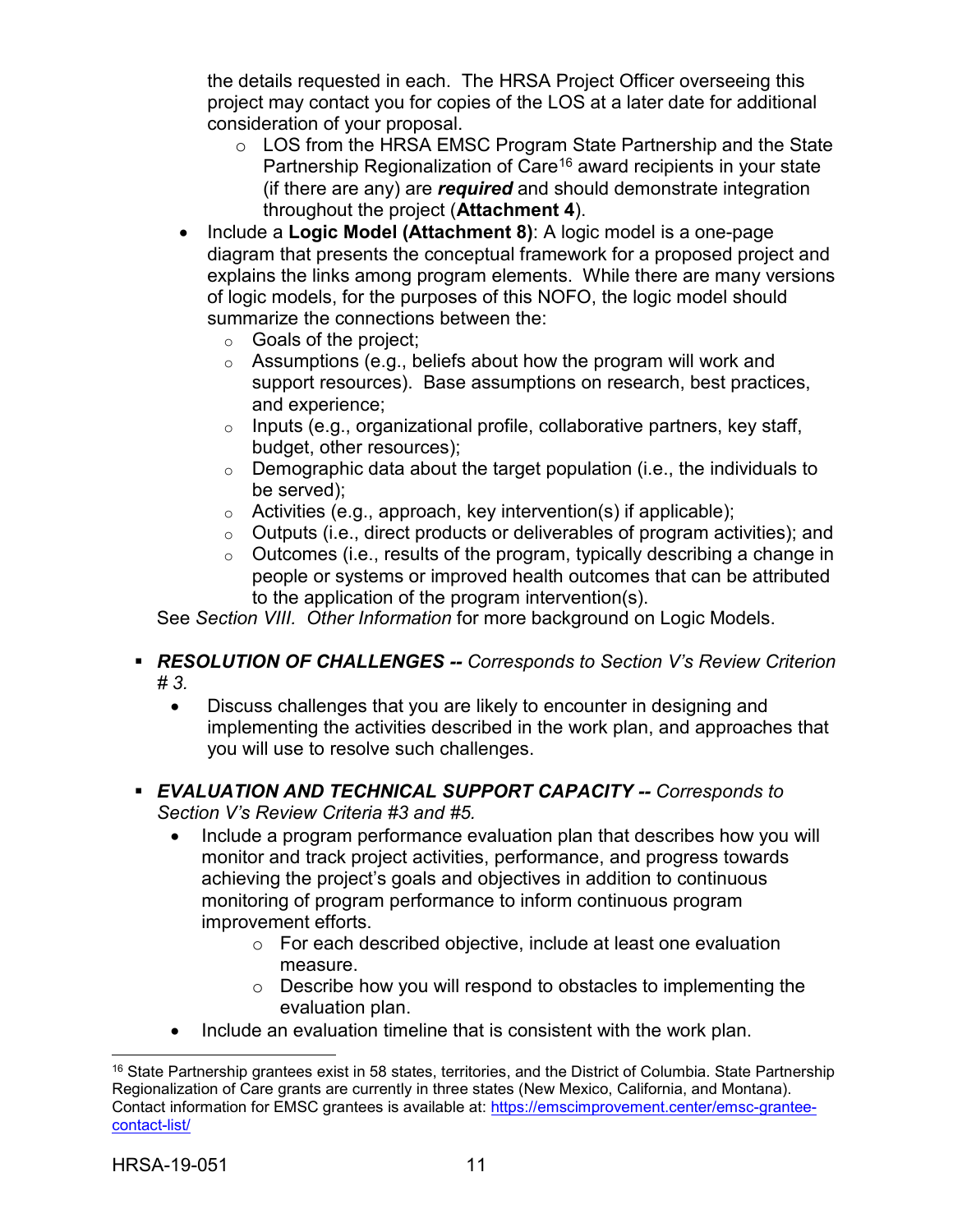the details requested in each. The HRSA Project Officer overseeing this project may contact you for copies of the LOS at a later date for additional consideration of your proposal.

  - LOS from the HRSA EMSC Program State Partnership and the State Partnership Regionalization of Care[16] award recipients in your state (if there are any) are ***required*** and should demonstrate integration throughout the project (**Attachment 4**).

- Include a **Logic Model (Attachment 8)**: A logic model is a one-page diagram that presents the conceptual framework for a proposed project and explains the links among program elements. While there are many versions of logic models, for the purposes of this NOFO, the logic model should summarize the connections between the:
  - Goals of the project;
  - Assumptions (e.g., beliefs about how the program will work and support resources). Base assumptions on research, best practices, and experience;
  - Inputs (e.g., organizational profile, collaborative partners, key staff, budget, other resources);
  - Demographic data about the target population (i.e., the individuals to be served);
  - Activities (e.g., approach, key intervention(s) if applicable);
  - Outputs (i.e., direct products or deliverables of program activities); and
  - Outcomes (i.e., results of the program, typically describing a change in people or systems or improved health outcomes that can be attributed to the application of the program intervention(s).

See *Section VIII. Other Information* for more background on Logic Models.

- ***RESOLUTION OF CHALLENGES --*** *Corresponds to Section V's Review Criterion # 3.*
  - Discuss challenges that you are likely to encounter in designing and implementing the activities described in the work plan, and approaches that you will use to resolve such challenges.

- ***EVALUATION AND TECHNICAL SUPPORT CAPACITY --*** *Corresponds to Section V's Review Criteria #3 and #5.*
  - Include a program performance evaluation plan that describes how you will monitor and track project activities, performance, and progress towards achieving the project's goals and objectives in addition to continuous monitoring of program performance to inform continuous program improvement efforts.
    - For each described objective, include at least one evaluation measure.
    - Describe how you will respond to obstacles to implementing the evaluation plan.
  - Include an evaluation timeline that is consistent with the work plan.

---

[16] State Partnership grantees exist in 58 states, territories, and the District of Columbia. State Partnership Regionalization of Care grants are currently in three states (New Mexico, California, and Montana). Contact information for EMSC grantees is available at: https://emscimprovement.center/emsc-grantee-contact-list/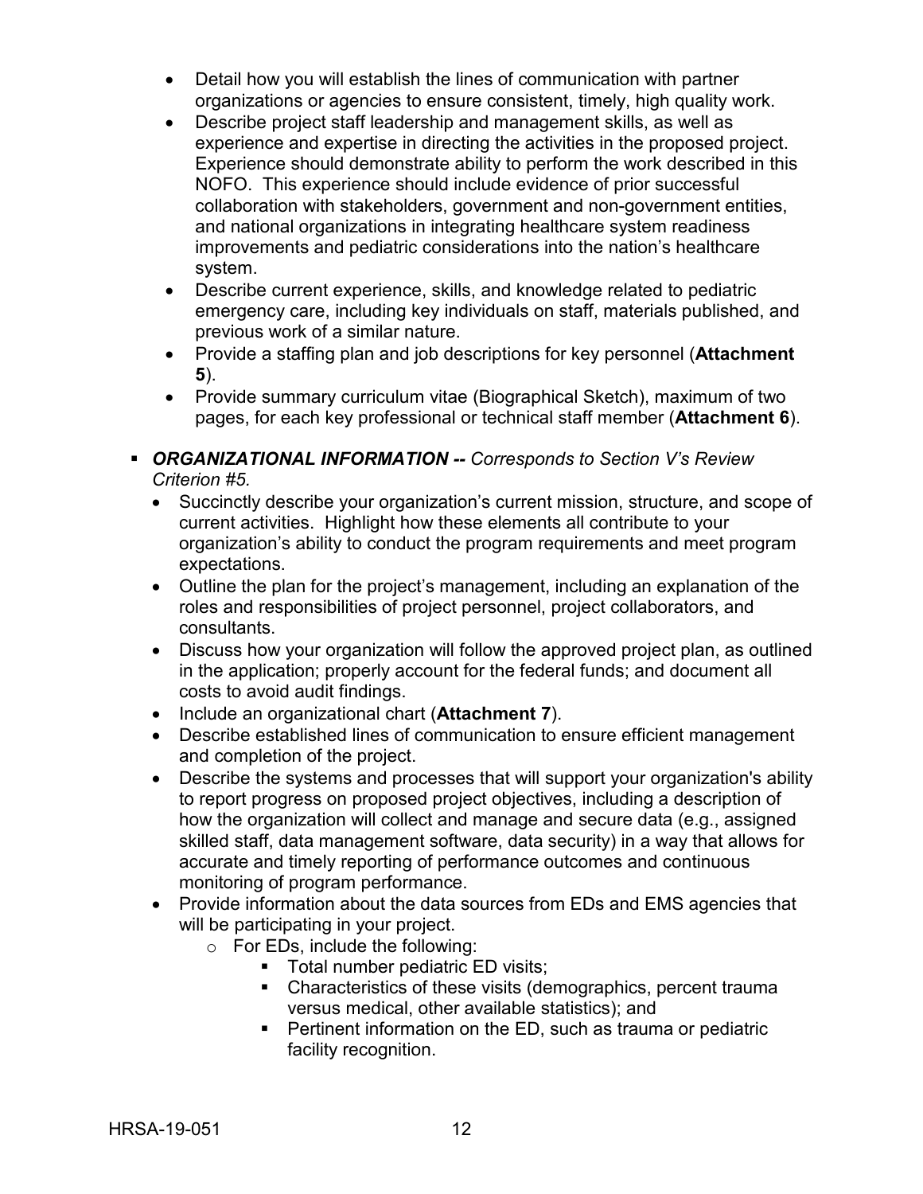- Detail how you will establish the lines of communication with partner organizations or agencies to ensure consistent, timely, high quality work.
- Describe project staff leadership and management skills, as well as experience and expertise in directing the activities in the proposed project. Experience should demonstrate ability to perform the work described in this NOFO. This experience should include evidence of prior successful collaboration with stakeholders, government and non-government entities, and national organizations in integrating healthcare system readiness improvements and pediatric considerations into the nation's healthcare system.
- Describe current experience, skills, and knowledge related to pediatric emergency care, including key individuals on staff, materials published, and previous work of a similar nature.
- Provide a staffing plan and job descriptions for key personnel (**Attachment 5**).
- Provide summary curriculum vitae (Biographical Sketch), maximum of two pages, for each key professional or technical staff member (**Attachment 6**).

- ***ORGANIZATIONAL INFORMATION --*** *Corresponds to Section V's Review Criterion #5.*
  - Succinctly describe your organization's current mission, structure, and scope of current activities. Highlight how these elements all contribute to your organization's ability to conduct the program requirements and meet program expectations.
  - Outline the plan for the project's management, including an explanation of the roles and responsibilities of project personnel, project collaborators, and consultants.
  - Discuss how your organization will follow the approved project plan, as outlined in the application; properly account for the federal funds; and document all costs to avoid audit findings.
  - Include an organizational chart (**Attachment 7**).
  - Describe established lines of communication to ensure efficient management and completion of the project.
  - Describe the systems and processes that will support your organization's ability to report progress on proposed project objectives, including a description of how the organization will collect and manage and secure data (e.g., assigned skilled staff, data management software, data security) in a way that allows for accurate and timely reporting of performance outcomes and continuous monitoring of program performance.
  - Provide information about the data sources from EDs and EMS agencies that will be participating in your project.
    - For EDs, include the following:
      - Total number pediatric ED visits;
      - Characteristics of these visits (demographics, percent trauma versus medical, other available statistics); and
      - Pertinent information on the ED, such as trauma or pediatric facility recognition.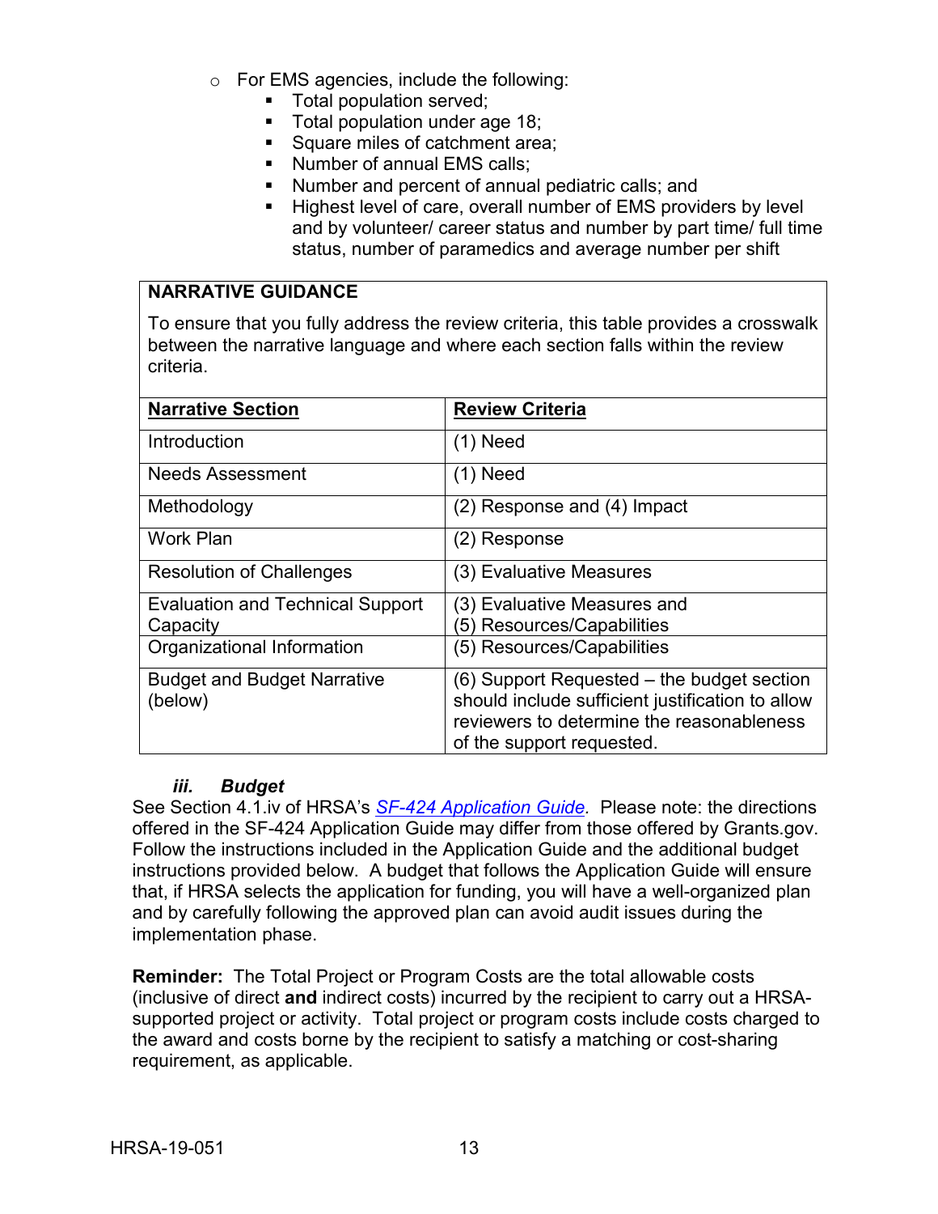- For EMS agencies, include the following:
  - Total population served;
  - Total population under age 18;
  - Square miles of catchment area;
  - Number of annual EMS calls;
  - Number and percent of annual pediatric calls; and
  - Highest level of care, overall number of EMS providers by level and by volunteer/ career status and number by part time/ full time status, number of paramedics and average number per shift

**NARRATIVE GUIDANCE**

To ensure that you fully address the review criteria, this table provides a crosswalk between the narrative language and where each section falls within the review criteria.

| **Narrative Section** | **Review Criteria** |
|---|---|
| Introduction | (1) Need |
| Needs Assessment | (1) Need |
| Methodology | (2) Response and (4) Impact |
| Work Plan | (2) Response |
| Resolution of Challenges | (3) Evaluative Measures |
| Evaluation and Technical Support Capacity | (3) Evaluative Measures and (5) Resources/Capabilities |
| Organizational Information | (5) Resources/Capabilities |
| Budget and Budget Narrative (below) | (6) Support Requested – the budget section should include sufficient justification to allow reviewers to determine the reasonableness of the support requested. |

### *iii. Budget*

See Section 4.1.iv of HRSA's *SF-424 Application Guide*. Please note: the directions offered in the SF-424 Application Guide may differ from those offered by Grants.gov. Follow the instructions included in the Application Guide and the additional budget instructions provided below. A budget that follows the Application Guide will ensure that, if HRSA selects the application for funding, you will have a well-organized plan and by carefully following the approved plan can avoid audit issues during the implementation phase.

**Reminder:** The Total Project or Program Costs are the total allowable costs (inclusive of direct **and** indirect costs) incurred by the recipient to carry out a HRSA-supported project or activity. Total project or program costs include costs charged to the award and costs borne by the recipient to satisfy a matching or cost-sharing requirement, as applicable.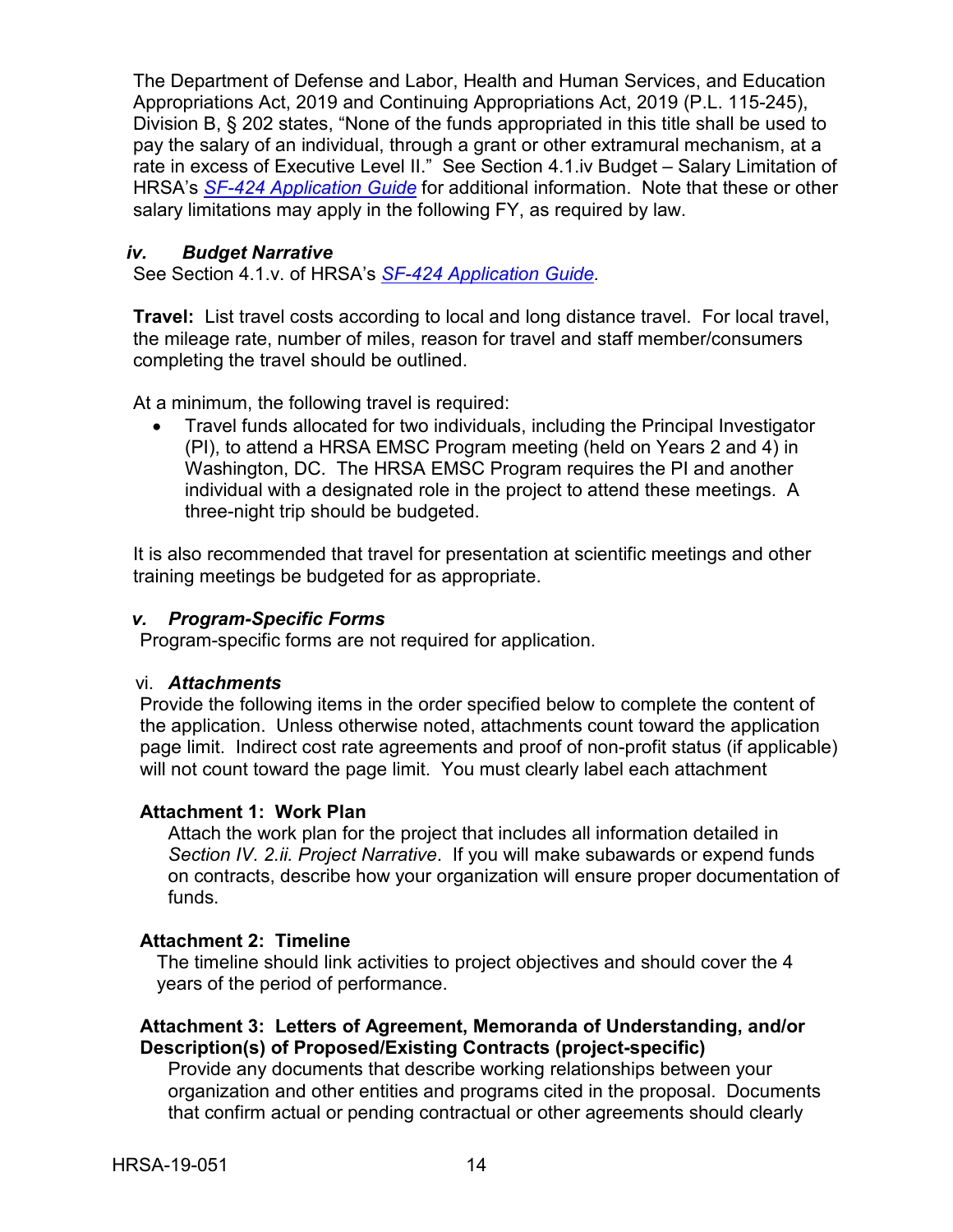The Department of Defense and Labor, Health and Human Services, and Education Appropriations Act, 2019 and Continuing Appropriations Act, 2019 (P.L. 115-245), Division B, § 202 states, "None of the funds appropriated in this title shall be used to pay the salary of an individual, through a grant or other extramural mechanism, at a rate in excess of Executive Level II." See Section 4.1.iv Budget – Salary Limitation of HRSA's *SF-424 Application Guide* for additional information. Note that these or other salary limitations may apply in the following FY, as required by law.

### *iv. Budget Narrative*

See Section 4.1.v. of HRSA's *SF-424 Application Guide.*

**Travel:** List travel costs according to local and long distance travel. For local travel, the mileage rate, number of miles, reason for travel and staff member/consumers completing the travel should be outlined.

At a minimum, the following travel is required:

- Travel funds allocated for two individuals, including the Principal Investigator (PI), to attend a HRSA EMSC Program meeting (held on Years 2 and 4) in Washington, DC. The HRSA EMSC Program requires the PI and another individual with a designated role in the project to attend these meetings. A three-night trip should be budgeted.

It is also recommended that travel for presentation at scientific meetings and other training meetings be budgeted for as appropriate.

### *v. Program-Specific Forms*

Program-specific forms are not required for application.

### vi. *Attachments*

Provide the following items in the order specified below to complete the content of the application. Unless otherwise noted, attachments count toward the application page limit. Indirect cost rate agreements and proof of non-profit status (if applicable) will not count toward the page limit. You must clearly label each attachment

**Attachment 1: Work Plan**

Attach the work plan for the project that includes all information detailed in *Section IV. 2.ii. Project Narrative*. If you will make subawards or expend funds on contracts, describe how your organization will ensure proper documentation of funds.

**Attachment 2: Timeline**

The timeline should link activities to project objectives and should cover the 4 years of the period of performance.

**Attachment 3: Letters of Agreement, Memoranda of Understanding, and/or Description(s) of Proposed/Existing Contracts (project-specific)**

Provide any documents that describe working relationships between your organization and other entities and programs cited in the proposal. Documents that confirm actual or pending contractual or other agreements should clearly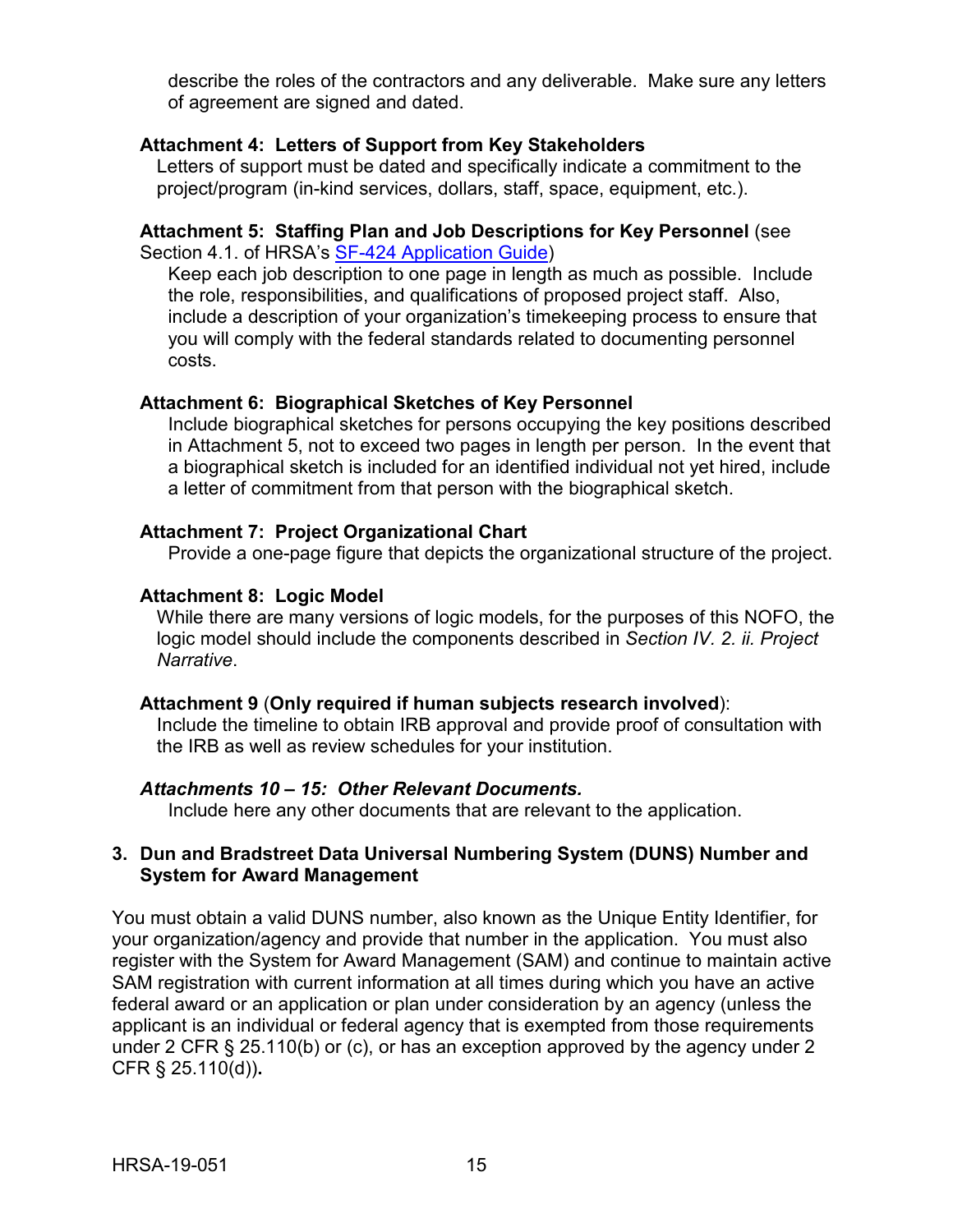describe the roles of the contractors and any deliverable. Make sure any letters of agreement are signed and dated.

**Attachment 4: Letters of Support from Key Stakeholders**

Letters of support must be dated and specifically indicate a commitment to the project/program (in-kind services, dollars, staff, space, equipment, etc.).

**Attachment 5: Staffing Plan and Job Descriptions for Key Personnel** (see Section 4.1. of HRSA's SF-424 Application Guide)

Keep each job description to one page in length as much as possible. Include the role, responsibilities, and qualifications of proposed project staff. Also, include a description of your organization's timekeeping process to ensure that you will comply with the federal standards related to documenting personnel costs.

**Attachment 6: Biographical Sketches of Key Personnel**

Include biographical sketches for persons occupying the key positions described in Attachment 5, not to exceed two pages in length per person. In the event that a biographical sketch is included for an identified individual not yet hired, include a letter of commitment from that person with the biographical sketch.

**Attachment 7: Project Organizational Chart**

Provide a one-page figure that depicts the organizational structure of the project.

**Attachment 8: Logic Model**

While there are many versions of logic models, for the purposes of this NOFO, the logic model should include the components described in *Section IV. 2. ii. Project Narrative*.

**Attachment 9** (**Only required if human subjects research involved**):

Include the timeline to obtain IRB approval and provide proof of consultation with the IRB as well as review schedules for your institution.

***Attachments 10 – 15: Other Relevant Documents.***

Include here any other documents that are relevant to the application.

### 3. Dun and Bradstreet Data Universal Numbering System (DUNS) Number and System for Award Management

You must obtain a valid DUNS number, also known as the Unique Entity Identifier, for your organization/agency and provide that number in the application. You must also register with the System for Award Management (SAM) and continue to maintain active SAM registration with current information at all times during which you have an active federal award or an application or plan under consideration by an agency (unless the applicant is an individual or federal agency that is exempted from those requirements under 2 CFR § 25.110(b) or (c), or has an exception approved by the agency under 2 CFR § 25.110(d)).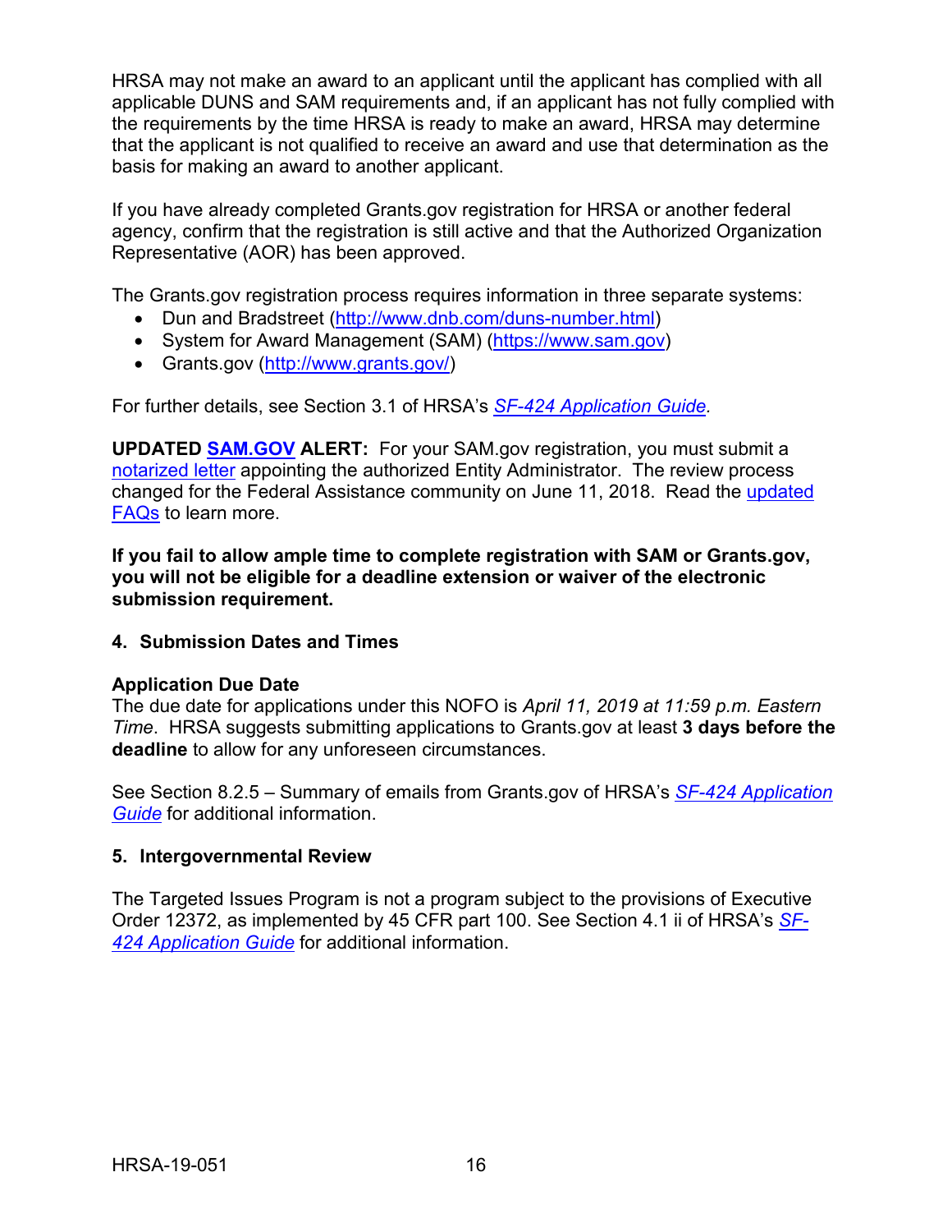HRSA may not make an award to an applicant until the applicant has complied with all applicable DUNS and SAM requirements and, if an applicant has not fully complied with the requirements by the time HRSA is ready to make an award, HRSA may determine that the applicant is not qualified to receive an award and use that determination as the basis for making an award to another applicant.

If you have already completed Grants.gov registration for HRSA or another federal agency, confirm that the registration is still active and that the Authorized Organization Representative (AOR) has been approved.

The Grants.gov registration process requires information in three separate systems:

- Dun and Bradstreet (http://www.dnb.com/duns-number.html)
- System for Award Management (SAM) (https://www.sam.gov)
- Grants.gov (http://www.grants.gov/)

For further details, see Section 3.1 of HRSA's *SF-424 Application Guide*.

**UPDATED SAM.GOV ALERT:** For your SAM.gov registration, you must submit a notarized letter appointing the authorized Entity Administrator. The review process changed for the Federal Assistance community on June 11, 2018. Read the updated FAQs to learn more.

**If you fail to allow ample time to complete registration with SAM or Grants.gov, you will not be eligible for a deadline extension or waiver of the electronic submission requirement.**

### 4. Submission Dates and Times

**Application Due Date**

The due date for applications under this NOFO is *April 11, 2019 at 11:59 p.m. Eastern Time*. HRSA suggests submitting applications to Grants.gov at least **3 days before the deadline** to allow for any unforeseen circumstances.

See Section 8.2.5 – Summary of emails from Grants.gov of HRSA's *SF-424 Application Guide* for additional information.

### 5. Intergovernmental Review

The Targeted Issues Program is not a program subject to the provisions of Executive Order 12372, as implemented by 45 CFR part 100. See Section 4.1 ii of HRSA's *SF-424 Application Guide* for additional information.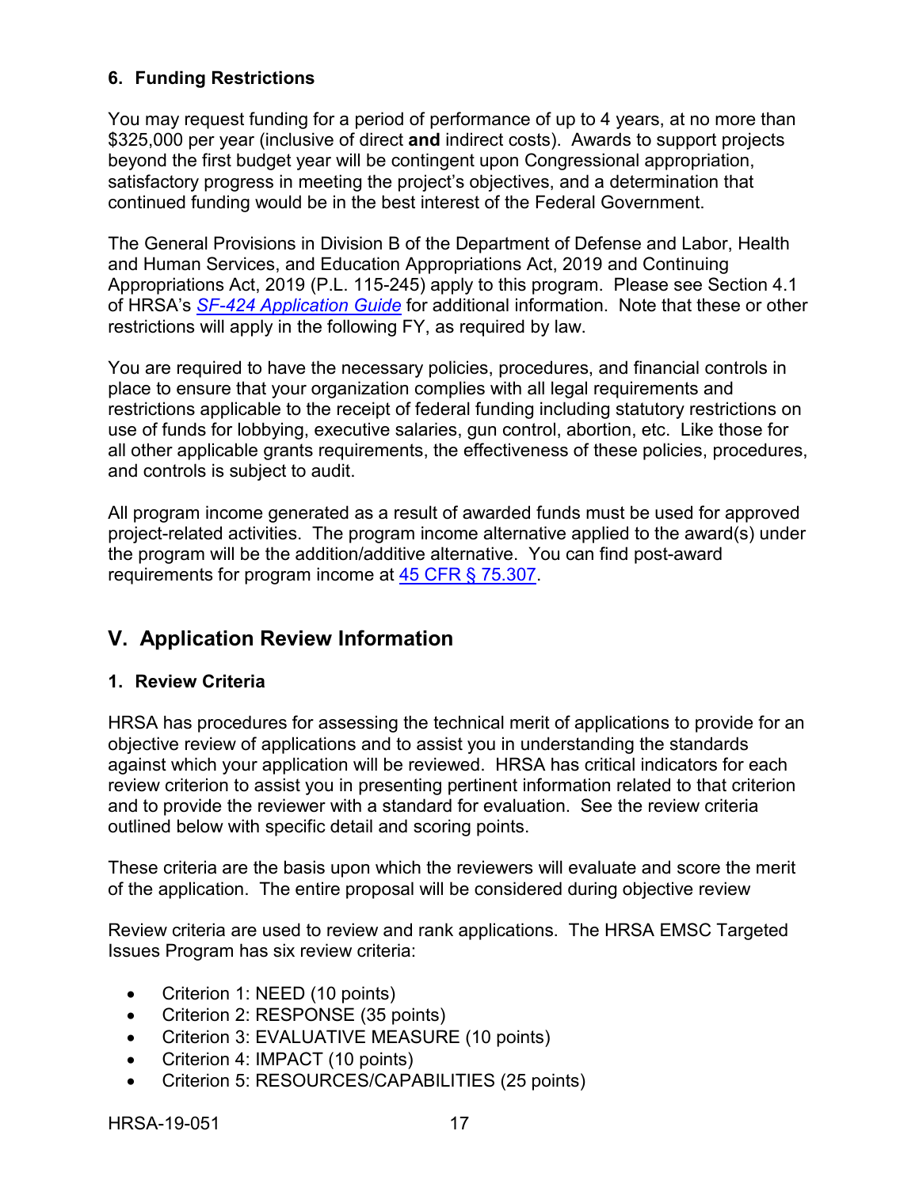### 6. Funding Restrictions

You may request funding for a period of performance of up to 4 years, at no more than $325,000 per year (inclusive of direct **and** indirect costs). Awards to support projects beyond the first budget year will be contingent upon Congressional appropriation, satisfactory progress in meeting the project's objectives, and a determination that continued funding would be in the best interest of the Federal Government.

The General Provisions in Division B of the Department of Defense and Labor, Health and Human Services, and Education Appropriations Act, 2019 and Continuing Appropriations Act, 2019 (P.L. 115-245) apply to this program. Please see Section 4.1 of HRSA's *SF-424 Application Guide* for additional information. Note that these or other restrictions will apply in the following FY, as required by law.

You are required to have the necessary policies, procedures, and financial controls in place to ensure that your organization complies with all legal requirements and restrictions applicable to the receipt of federal funding including statutory restrictions on use of funds for lobbying, executive salaries, gun control, abortion, etc. Like those for all other applicable grants requirements, the effectiveness of these policies, procedures, and controls is subject to audit.

All program income generated as a result of awarded funds must be used for approved project-related activities. The program income alternative applied to the award(s) under the program will be the addition/additive alternative. You can find post-award requirements for program income at 45 CFR § 75.307.

## V. Application Review Information

### 1. Review Criteria

HRSA has procedures for assessing the technical merit of applications to provide for an objective review of applications and to assist you in understanding the standards against which your application will be reviewed. HRSA has critical indicators for each review criterion to assist you in presenting pertinent information related to that criterion and to provide the reviewer with a standard for evaluation. See the review criteria outlined below with specific detail and scoring points.

These criteria are the basis upon which the reviewers will evaluate and score the merit of the application. The entire proposal will be considered during objective review

Review criteria are used to review and rank applications. The HRSA EMSC Targeted Issues Program has six review criteria:

- Criterion 1: NEED (10 points)
- Criterion 2: RESPONSE (35 points)
- Criterion 3: EVALUATIVE MEASURE (10 points)
- Criterion 4: IMPACT (10 points)
- Criterion 5: RESOURCES/CAPABILITIES (25 points)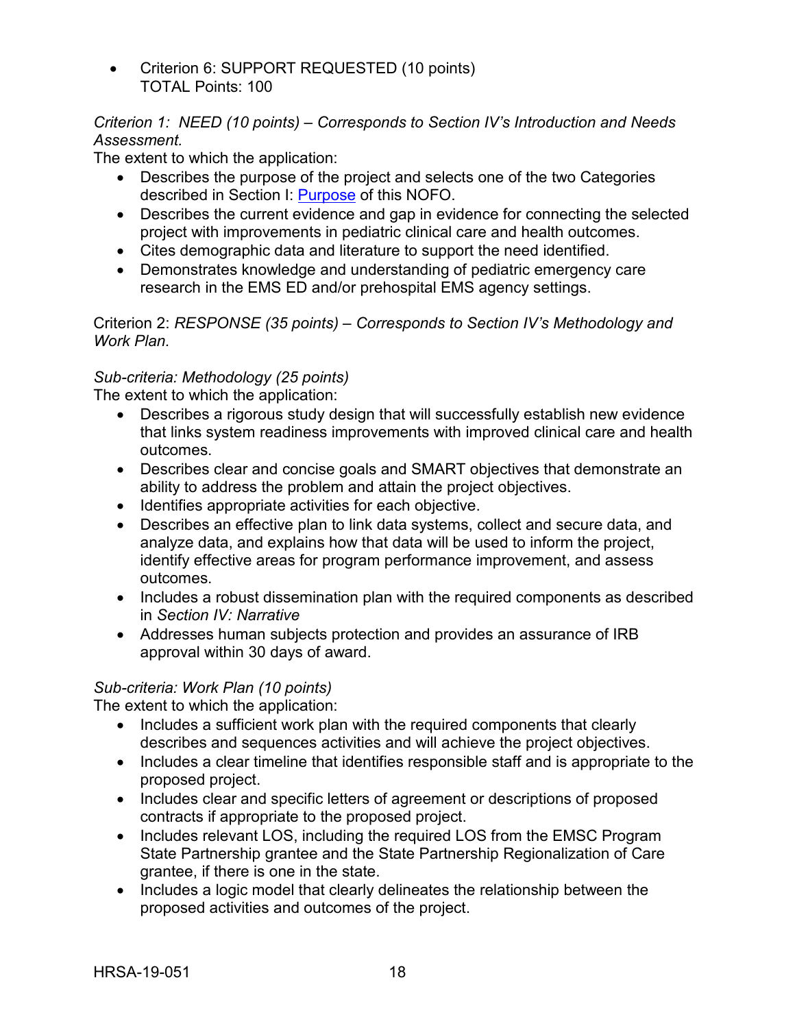- Criterion 6: SUPPORT REQUESTED (10 points)
  TOTAL Points: 100

*Criterion 1: NEED (10 points) – Corresponds to Section IV's Introduction and Needs Assessment.*
The extent to which the application:

- Describes the purpose of the project and selects one of the two Categories described in Section I: [Purpose](#) of this NOFO.
- Describes the current evidence and gap in evidence for connecting the selected project with improvements in pediatric clinical care and health outcomes.
- Cites demographic data and literature to support the need identified.
- Demonstrates knowledge and understanding of pediatric emergency care research in the EMS ED and/or prehospital EMS agency settings.

Criterion 2: *RESPONSE (35 points) – Corresponds to Section IV's Methodology and Work Plan.*

*Sub-criteria: Methodology (25 points)*
The extent to which the application:

- Describes a rigorous study design that will successfully establish new evidence that links system readiness improvements with improved clinical care and health outcomes.
- Describes clear and concise goals and SMART objectives that demonstrate an ability to address the problem and attain the project objectives.
- Identifies appropriate activities for each objective.
- Describes an effective plan to link data systems, collect and secure data, and analyze data, and explains how that data will be used to inform the project, identify effective areas for program performance improvement, and assess outcomes.
- Includes a robust dissemination plan with the required components as described in *Section IV: Narrative*
- Addresses human subjects protection and provides an assurance of IRB approval within 30 days of award.

*Sub-criteria: Work Plan (10 points)*
The extent to which the application:

- Includes a sufficient work plan with the required components that clearly describes and sequences activities and will achieve the project objectives.
- Includes a clear timeline that identifies responsible staff and is appropriate to the proposed project.
- Includes clear and specific letters of agreement or descriptions of proposed contracts if appropriate to the proposed project.
- Includes relevant LOS, including the required LOS from the EMSC Program State Partnership grantee and the State Partnership Regionalization of Care grantee, if there is one in the state.
- Includes a logic model that clearly delineates the relationship between the proposed activities and outcomes of the project.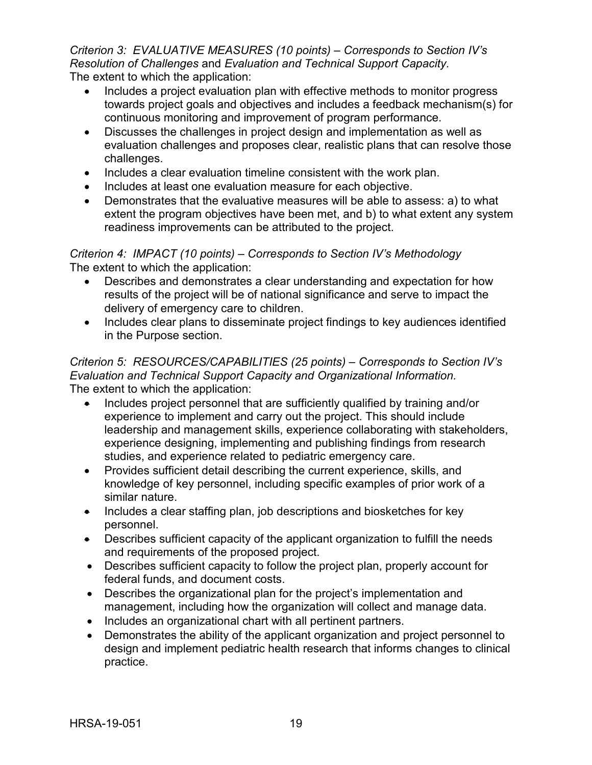*Criterion 3: EVALUATIVE MEASURES (10 points) – Corresponds to Section IV's Resolution of Challenges* and *Evaluation and Technical Support Capacity.*
The extent to which the application:

- Includes a project evaluation plan with effective methods to monitor progress towards project goals and objectives and includes a feedback mechanism(s) for continuous monitoring and improvement of program performance.
- Discusses the challenges in project design and implementation as well as evaluation challenges and proposes clear, realistic plans that can resolve those challenges.
- Includes a clear evaluation timeline consistent with the work plan.
- Includes at least one evaluation measure for each objective.
- Demonstrates that the evaluative measures will be able to assess: a) to what extent the program objectives have been met, and b) to what extent any system readiness improvements can be attributed to the project.

*Criterion 4: IMPACT (10 points) – Corresponds to Section IV's Methodology*
The extent to which the application:

- Describes and demonstrates a clear understanding and expectation for how results of the project will be of national significance and serve to impact the delivery of emergency care to children.
- Includes clear plans to disseminate project findings to key audiences identified in the Purpose section.

*Criterion 5: RESOURCES/CAPABILITIES (25 points) – Corresponds to Section IV's Evaluation and Technical Support Capacity and Organizational Information.*
The extent to which the application:

- Includes project personnel that are sufficiently qualified by training and/or experience to implement and carry out the project. This should include leadership and management skills, experience collaborating with stakeholders, experience designing, implementing and publishing findings from research studies, and experience related to pediatric emergency care.
- Provides sufficient detail describing the current experience, skills, and knowledge of key personnel, including specific examples of prior work of a similar nature.
- Includes a clear staffing plan, job descriptions and biosketches for key personnel.
- Describes sufficient capacity of the applicant organization to fulfill the needs and requirements of the proposed project.
- Describes sufficient capacity to follow the project plan, properly account for federal funds, and document costs.
- Describes the organizational plan for the project's implementation and management, including how the organization will collect and manage data.
- Includes an organizational chart with all pertinent partners.
- Demonstrates the ability of the applicant organization and project personnel to design and implement pediatric health research that informs changes to clinical practice.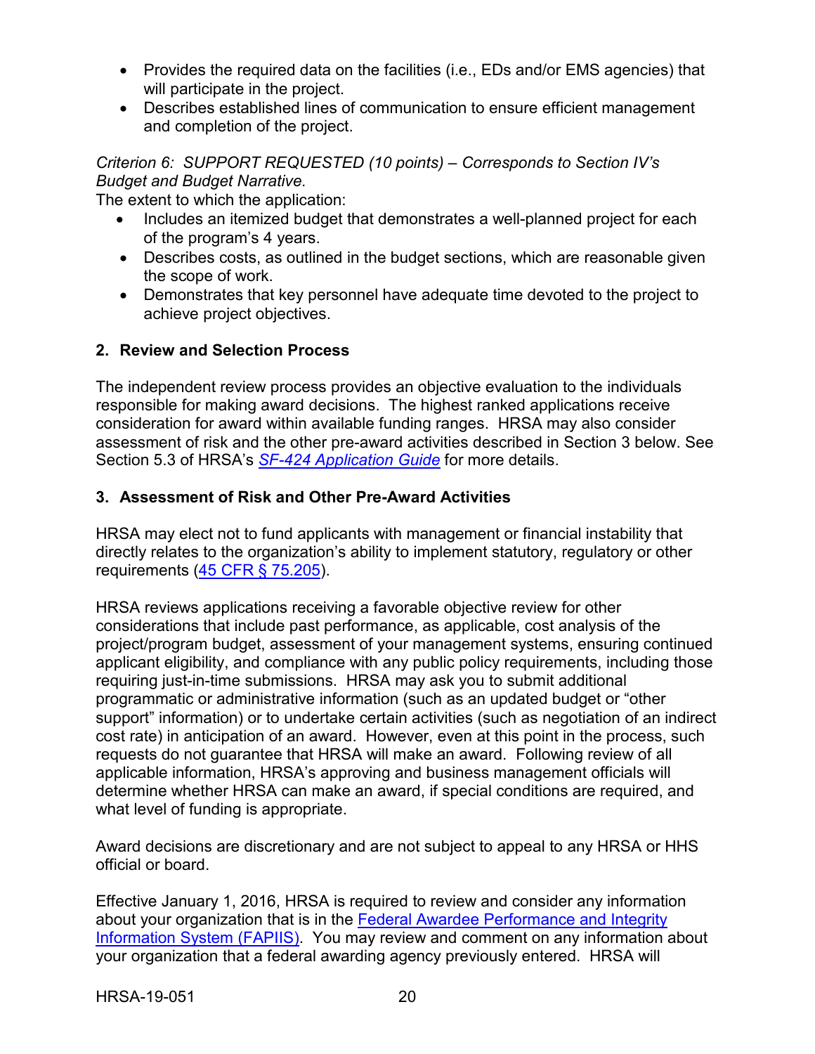- Provides the required data on the facilities (i.e., EDs and/or EMS agencies) that will participate in the project.
- Describes established lines of communication to ensure efficient management and completion of the project.

*Criterion 6: SUPPORT REQUESTED (10 points) – Corresponds to Section IV's Budget and Budget Narrative.*

The extent to which the application:

- Includes an itemized budget that demonstrates a well-planned project for each of the program's 4 years.
- Describes costs, as outlined in the budget sections, which are reasonable given the scope of work.
- Demonstrates that key personnel have adequate time devoted to the project to achieve project objectives.

## 2. Review and Selection Process

The independent review process provides an objective evaluation to the individuals responsible for making award decisions. The highest ranked applications receive consideration for award within available funding ranges. HRSA may also consider assessment of risk and the other pre-award activities described in Section 3 below. See Section 5.3 of HRSA's *SF-424 Application Guide* for more details.

## 3. Assessment of Risk and Other Pre-Award Activities

HRSA may elect not to fund applicants with management or financial instability that directly relates to the organization's ability to implement statutory, regulatory or other requirements (45 CFR § 75.205).

HRSA reviews applications receiving a favorable objective review for other considerations that include past performance, as applicable, cost analysis of the project/program budget, assessment of your management systems, ensuring continued applicant eligibility, and compliance with any public policy requirements, including those requiring just-in-time submissions. HRSA may ask you to submit additional programmatic or administrative information (such as an updated budget or "other support" information) or to undertake certain activities (such as negotiation of an indirect cost rate) in anticipation of an award. However, even at this point in the process, such requests do not guarantee that HRSA will make an award. Following review of all applicable information, HRSA's approving and business management officials will determine whether HRSA can make an award, if special conditions are required, and what level of funding is appropriate.

Award decisions are discretionary and are not subject to appeal to any HRSA or HHS official or board.

Effective January 1, 2016, HRSA is required to review and consider any information about your organization that is in the Federal Awardee Performance and Integrity Information System (FAPIIS). You may review and comment on any information about your organization that a federal awarding agency previously entered. HRSA will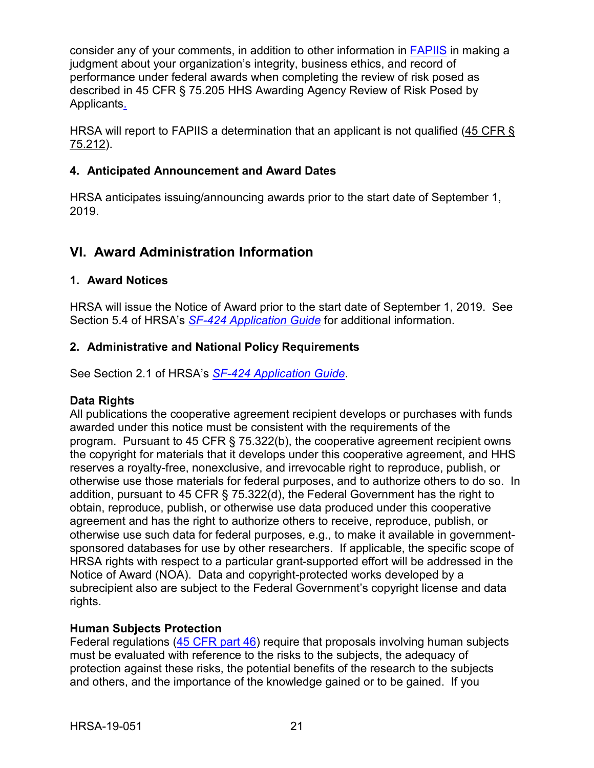consider any of your comments, in addition to other information in FAPIIS in making a judgment about your organization's integrity, business ethics, and record of performance under federal awards when completing the review of risk posed as described in 45 CFR § 75.205 HHS Awarding Agency Review of Risk Posed by Applicants.

HRSA will report to FAPIIS a determination that an applicant is not qualified (45 CFR § 75.212).

### 4. Anticipated Announcement and Award Dates

HRSA anticipates issuing/announcing awards prior to the start date of September 1, 2019.

## VI. Award Administration Information

### 1. Award Notices

HRSA will issue the Notice of Award prior to the start date of September 1, 2019. See Section 5.4 of HRSA's *SF-424 Application Guide* for additional information.

### 2. Administrative and National Policy Requirements

See Section 2.1 of HRSA's *SF-424 Application Guide*.

**Data Rights**
All publications the cooperative agreement recipient develops or purchases with funds awarded under this notice must be consistent with the requirements of the program. Pursuant to 45 CFR § 75.322(b), the cooperative agreement recipient owns the copyright for materials that it develops under this cooperative agreement, and HHS reserves a royalty-free, nonexclusive, and irrevocable right to reproduce, publish, or otherwise use those materials for federal purposes, and to authorize others to do so. In addition, pursuant to 45 CFR § 75.322(d), the Federal Government has the right to obtain, reproduce, publish, or otherwise use data produced under this cooperative agreement and has the right to authorize others to receive, reproduce, publish, or otherwise use such data for federal purposes, e.g., to make it available in government-sponsored databases for use by other researchers. If applicable, the specific scope of HRSA rights with respect to a particular grant-supported effort will be addressed in the Notice of Award (NOA). Data and copyright-protected works developed by a subrecipient also are subject to the Federal Government's copyright license and data rights.

**Human Subjects Protection**
Federal regulations (45 CFR part 46) require that proposals involving human subjects must be evaluated with reference to the risks to the subjects, the adequacy of protection against these risks, the potential benefits of the research to the subjects and others, and the importance of the knowledge gained or to be gained. If you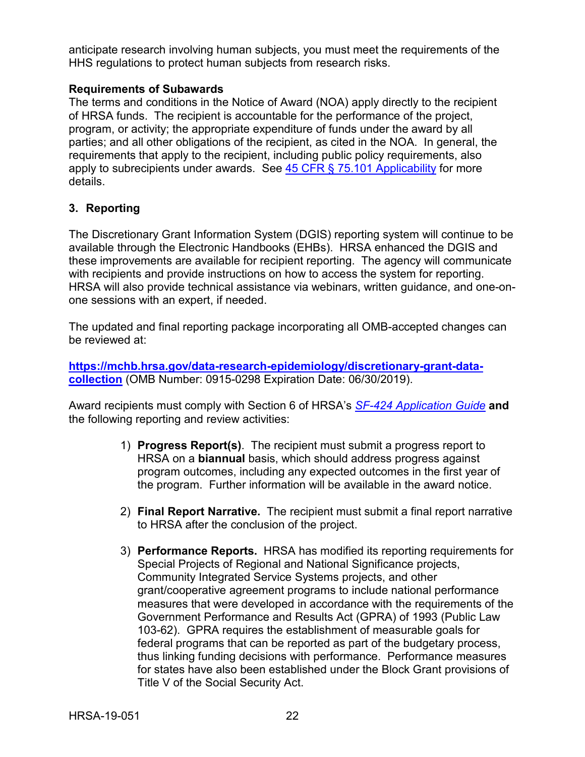anticipate research involving human subjects, you must meet the requirements of the HHS regulations to protect human subjects from research risks.

**Requirements of Subawards**
The terms and conditions in the Notice of Award (NOA) apply directly to the recipient of HRSA funds. The recipient is accountable for the performance of the project, program, or activity; the appropriate expenditure of funds under the award by all parties; and all other obligations of the recipient, as cited in the NOA. In general, the requirements that apply to the recipient, including public policy requirements, also apply to subrecipients under awards. See [45 CFR § 75.101 Applicability](#) for more details.

### 3. Reporting

The Discretionary Grant Information System (DGIS) reporting system will continue to be available through the Electronic Handbooks (EHBs). HRSA enhanced the DGIS and these improvements are available for recipient reporting. The agency will communicate with recipients and provide instructions on how to access the system for reporting. HRSA will also provide technical assistance via webinars, written guidance, and one-on-one sessions with an expert, if needed.

The updated and final reporting package incorporating all OMB-accepted changes can be reviewed at:

**[https://mchb.hrsa.gov/data-research-epidemiology/discretionary-grant-data-collection](https://mchb.hrsa.gov/data-research-epidemiology/discretionary-grant-data-collection)** (OMB Number: 0915-0298 Expiration Date: 06/30/2019).

Award recipients must comply with Section 6 of HRSA's *[SF-424 Application Guide](#)* **and** the following reporting and review activities:

1) **Progress Report(s)**. The recipient must submit a progress report to HRSA on a **biannual** basis, which should address progress against program outcomes, including any expected outcomes in the first year of the program. Further information will be available in the award notice.

2) **Final Report Narrative.** The recipient must submit a final report narrative to HRSA after the conclusion of the project.

3) **Performance Reports.** HRSA has modified its reporting requirements for Special Projects of Regional and National Significance projects, Community Integrated Service Systems projects, and other grant/cooperative agreement programs to include national performance measures that were developed in accordance with the requirements of the Government Performance and Results Act (GPRA) of 1993 (Public Law 103-62). GPRA requires the establishment of measurable goals for federal programs that can be reported as part of the budgetary process, thus linking funding decisions with performance. Performance measures for states have also been established under the Block Grant provisions of Title V of the Social Security Act.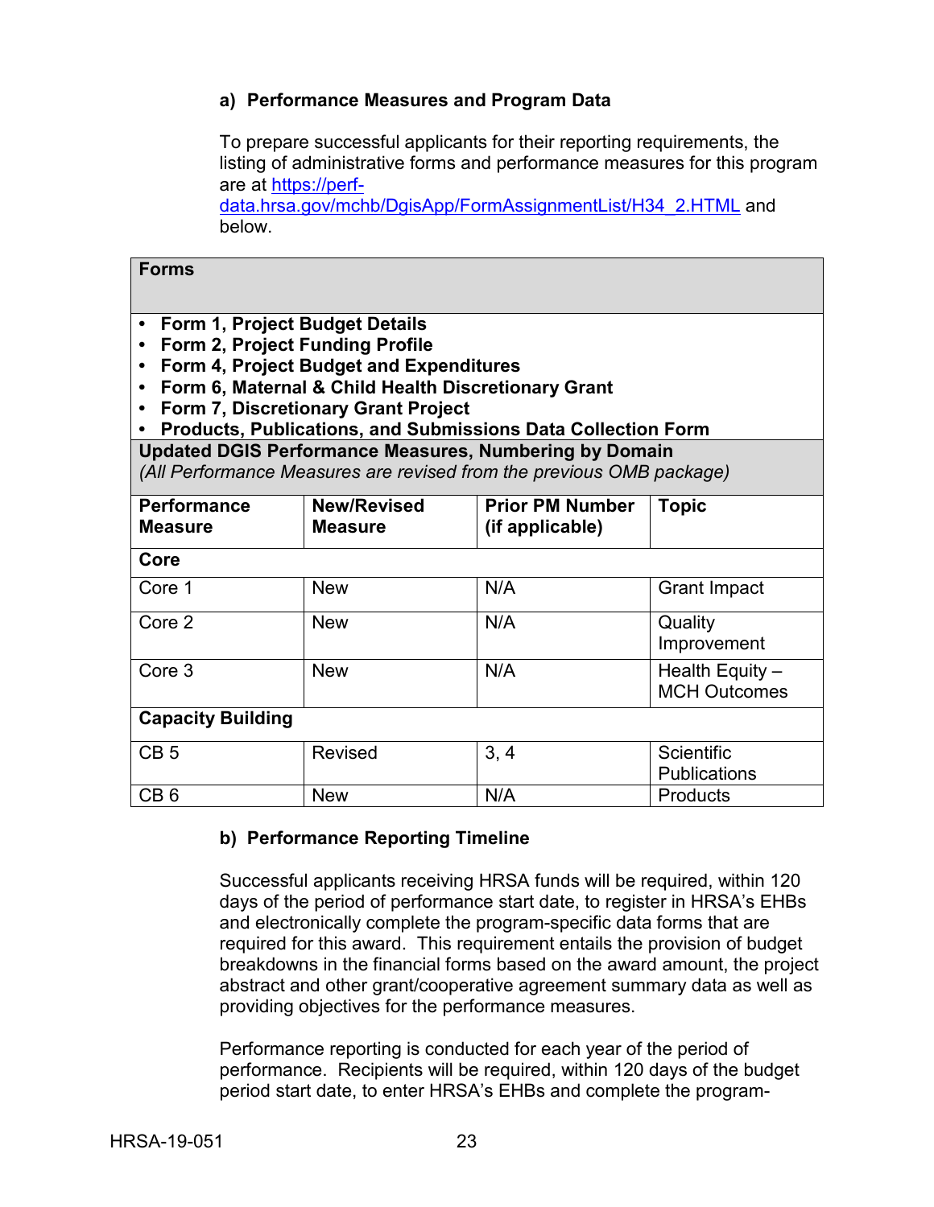#### a) Performance Measures and Program Data

To prepare successful applicants for their reporting requirements, the listing of administrative forms and performance measures for this program are at [https://perf-data.hrsa.gov/mchb/DgisApp/FormAssignmentList/H34_2.HTML](https://perf-data.hrsa.gov/mchb/DgisApp/FormAssignmentList/H34_2.HTML) and below.

| **Forms** | | | |
|---|---|---|---|
| • **Form 1, Project Budget Details**<br>• **Form 2, Project Funding Profile**<br>• **Form 4, Project Budget and Expenditures**<br>• **Form 6, Maternal & Child Health Discretionary Grant**<br>• **Form 7, Discretionary Grant Project**<br>• **Products, Publications, and Submissions Data Collection Form** | | | |
| **Updated DGIS Performance Measures, Numbering by Domain**<br>*(All Performance Measures are revised from the previous OMB package)* | | | |
| **Performance Measure** | **New/Revised Measure** | **Prior PM Number (if applicable)** | **Topic** |
| **Core** | | | |
| Core 1 | New | N/A | Grant Impact |
| Core 2 | New | N/A | Quality Improvement |
| Core 3 | New | N/A | Health Equity – MCH Outcomes |
| **Capacity Building** | | | |
| CB 5 | Revised | 3, 4 | Scientific Publications |
| CB 6 | New | N/A | Products |

#### b) Performance Reporting Timeline

Successful applicants receiving HRSA funds will be required, within 120 days of the period of performance start date, to register in HRSA's EHBs and electronically complete the program-specific data forms that are required for this award. This requirement entails the provision of budget breakdowns in the financial forms based on the award amount, the project abstract and other grant/cooperative agreement summary data as well as providing objectives for the performance measures.

Performance reporting is conducted for each year of the period of performance. Recipients will be required, within 120 days of the budget period start date, to enter HRSA's EHBs and complete the program-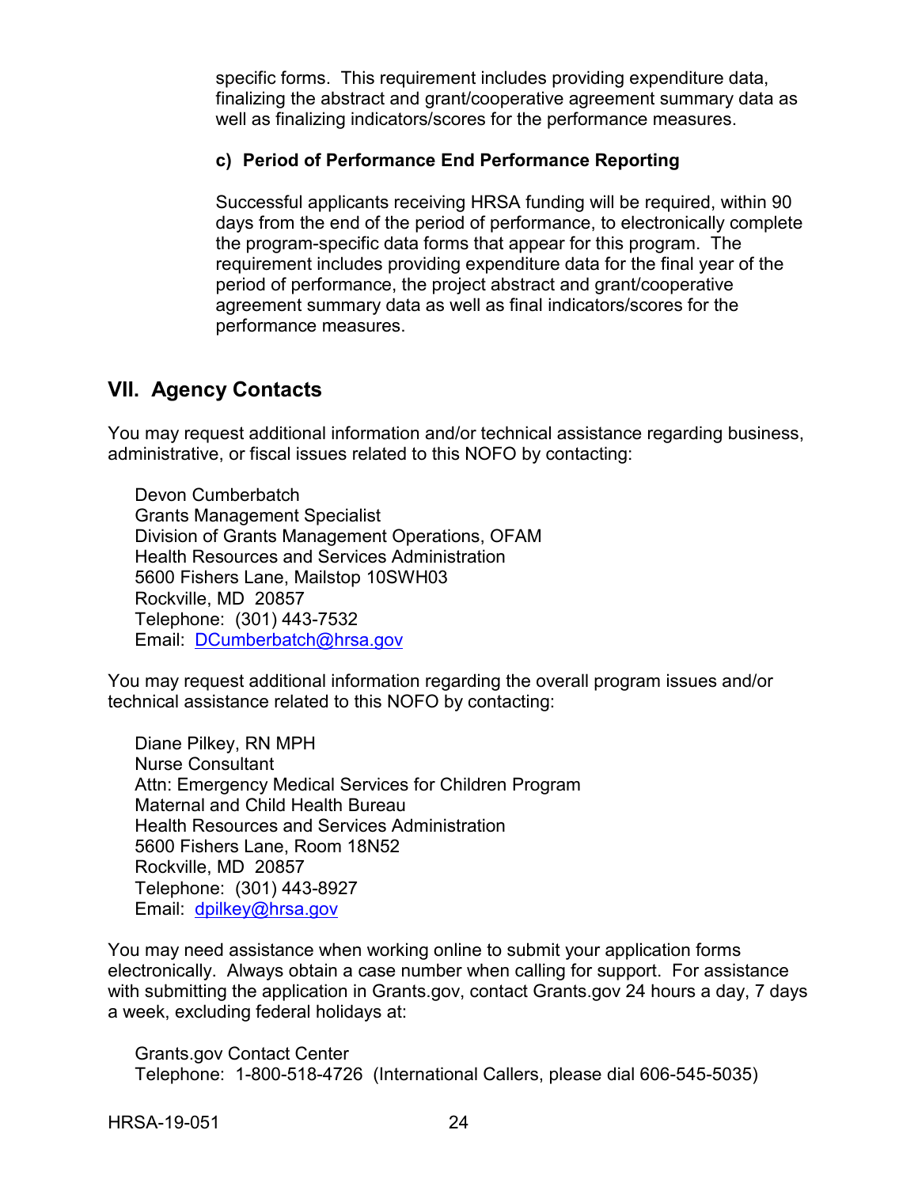specific forms. This requirement includes providing expenditure data, finalizing the abstract and grant/cooperative agreement summary data as well as finalizing indicators/scores for the performance measures.

**c) Period of Performance End Performance Reporting**

Successful applicants receiving HRSA funding will be required, within 90 days from the end of the period of performance, to electronically complete the program-specific data forms that appear for this program. The requirement includes providing expenditure data for the final year of the period of performance, the project abstract and grant/cooperative agreement summary data as well as final indicators/scores for the performance measures.

## VII. Agency Contacts

You may request additional information and/or technical assistance regarding business, administrative, or fiscal issues related to this NOFO by contacting:

Devon Cumberbatch
Grants Management Specialist
Division of Grants Management Operations, OFAM
Health Resources and Services Administration
5600 Fishers Lane, Mailstop 10SWH03
Rockville, MD 20857
Telephone: (301) 443-7532
Email: DCumberbatch@hrsa.gov

You may request additional information regarding the overall program issues and/or technical assistance related to this NOFO by contacting:

Diane Pilkey, RN MPH
Nurse Consultant
Attn: Emergency Medical Services for Children Program
Maternal and Child Health Bureau
Health Resources and Services Administration
5600 Fishers Lane, Room 18N52
Rockville, MD 20857
Telephone: (301) 443-8927
Email: dpilkey@hrsa.gov

You may need assistance when working online to submit your application forms electronically. Always obtain a case number when calling for support. For assistance with submitting the application in Grants.gov, contact Grants.gov 24 hours a day, 7 days a week, excluding federal holidays at:

Grants.gov Contact Center
Telephone: 1-800-518-4726 (International Callers, please dial 606-545-5035)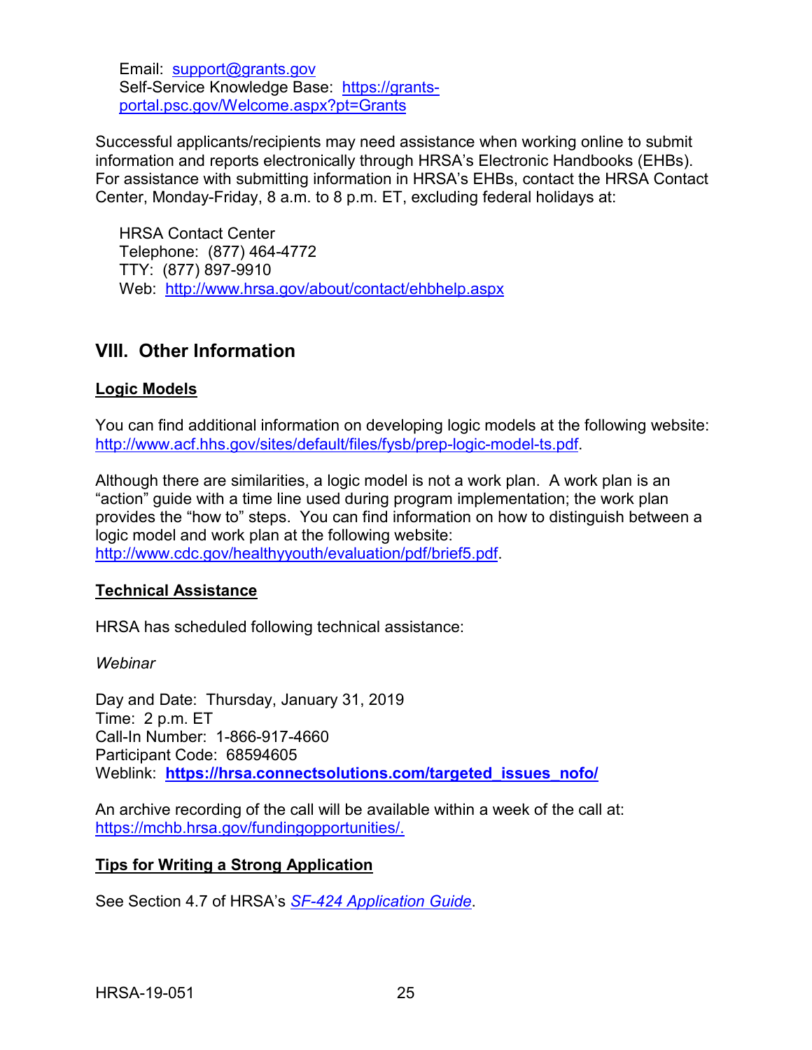Email: support@grants.gov
Self-Service Knowledge Base: https://grants-portal.psc.gov/Welcome.aspx?pt=Grants

Successful applicants/recipients may need assistance when working online to submit information and reports electronically through HRSA's Electronic Handbooks (EHBs). For assistance with submitting information in HRSA's EHBs, contact the HRSA Contact Center, Monday-Friday, 8 a.m. to 8 p.m. ET, excluding federal holidays at:

HRSA Contact Center
Telephone: (877) 464-4772
TTY: (877) 897-9910
Web: http://www.hrsa.gov/about/contact/ehbhelp.aspx

## VIII. Other Information

### Logic Models

You can find additional information on developing logic models at the following website: http://www.acf.hhs.gov/sites/default/files/fysb/prep-logic-model-ts.pdf.

Although there are similarities, a logic model is not a work plan. A work plan is an "action" guide with a time line used during program implementation; the work plan provides the "how to" steps. You can find information on how to distinguish between a logic model and work plan at the following website: http://www.cdc.gov/healthyyouth/evaluation/pdf/brief5.pdf.

### Technical Assistance

HRSA has scheduled following technical assistance:

*Webinar*

Day and Date: Thursday, January 31, 2019
Time: 2 p.m. ET
Call-In Number: 1-866-917-4660
Participant Code: 68594605
Weblink: **https://hrsa.connectsolutions.com/targeted_issues_nofo/**

An archive recording of the call will be available within a week of the call at: https://mchb.hrsa.gov/fundingopportunities/.

### Tips for Writing a Strong Application

See Section 4.7 of HRSA's *SF-424 Application Guide*.